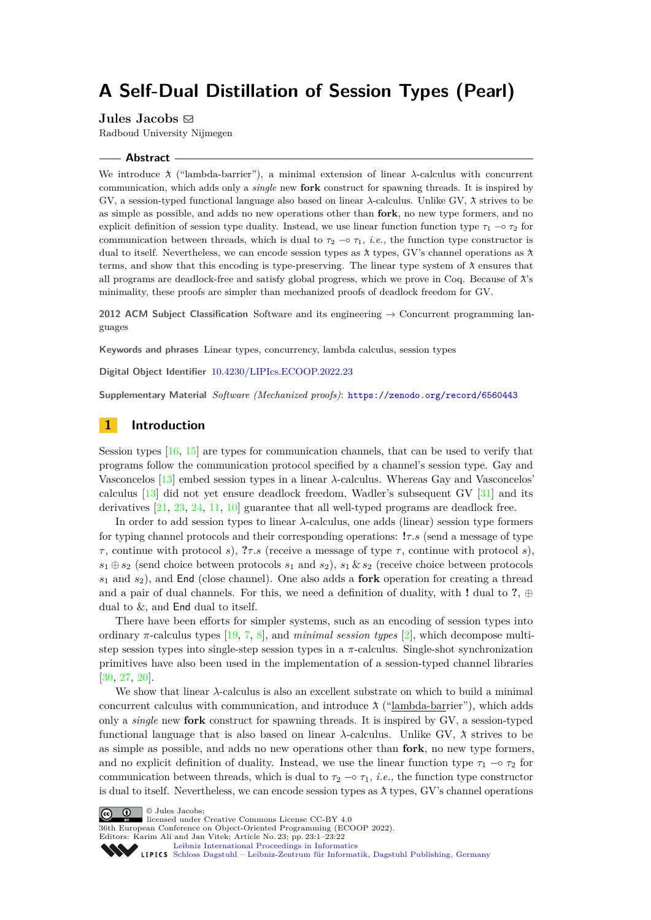# A Self-Dual Distillation of Session Types (Pearl)

**Jules Jacobs** ✉

Radboud University Nijmegen

## Abstract

We introduce $\lambda\!\!\!\lambda$ ("lambda-barrier"), a minimal extension of linear $\lambda$-calculus with concurrent communication, which adds only a *single* new **fork** construct for spawning threads. It is inspired by GV, a session-typed functional language also based on linear $\lambda$-calculus. Unlike GV, $\lambda\!\!\!\lambda$ strives to be as simple as possible, and adds no new operations other than **fork**, no new type formers, and no explicit definition of session type duality. Instead, we use linear function function type $\tau_1 \multimap \tau_2$ for communication between threads, which is dual to $\tau_2 \multimap \tau_1$, *i.e.,* the function type constructor is dual to itself. Nevertheless, we can encode session types as $\lambda\!\!\!\lambda$ types, GV's channel operations as $\lambda\!\!\!\lambda$ terms, and show that this encoding is type-preserving. The linear type system of $\lambda\!\!\!\lambda$ ensures that all programs are deadlock-free and satisfy global progress, which we prove in Coq. Because of $\lambda\!\!\!\lambda$'s minimality, these proofs are simpler than mechanized proofs of deadlock freedom for GV.

**2012 ACM Subject Classification** Software and its engineering → Concurrent programming languages

**Keywords and phrases** Linear types, concurrency, lambda calculus, session types

**Digital Object Identifier** 10.4230/LIPIcs.ECOOP.2022.23

**Supplementary Material** *Software (Mechanized proofs)*: https://zenodo.org/record/6560443

## 1 Introduction

Session types [16, 15] are types for communication channels, that can be used to verify that programs follow the communication protocol specified by a channel's session type. Gay and Vasconcelos [13] embed session types in a linear $\lambda$-calculus. Whereas Gay and Vasconcelos' calculus [13] did not yet ensure deadlock freedom, Wadler's subsequent GV [31] and its derivatives [21, 23, 24, 11, 10] guarantee that all well-typed programs are deadlock free.

In order to add session types to linear $\lambda$-calculus, one adds (linear) session type formers for typing channel protocols and their corresponding operations: $\mathbf{!}\tau.s$ (send a message of type $\tau$, continue with protocol $s$), $\mathbf{?}\tau.s$ (receive a message of type $\tau$, continue with protocol $s$), $s_1 \oplus s_2$ (send choice between protocols $s_1$ and $s_2$), $s_1 \,\&\, s_2$ (receive choice between protocols $s_1$ and $s_2$), and $\mathsf{End}$ (close channel). One also adds a **fork** operation for creating a thread and a pair of dual channels. For this, we need a definition of duality, with $\mathbf{!}$ dual to $\mathbf{?}$, $\oplus$ dual to $\&$, and $\mathsf{End}$ dual to itself.

There have been efforts for simpler systems, such as an encoding of session types into ordinary $\pi$-calculus types [19, 7, 8], and *minimal session types* [2], which decompose multi-step session types into single-step session types in a $\pi$-calculus. Single-shot synchronization primitives have also been used in the implementation of a session-typed channel libraries [30, 27, 20].

We show that linear $\lambda$-calculus is also an excellent substrate on which to build a minimal concurrent calculus with communication, and introduce $\lambda\!\!\!\lambda$ ("lambda-barrier"), which adds only a *single* new **fork** construct for spawning threads. It is inspired by GV, a session-typed functional language that is also based on linear $\lambda$-calculus. Unlike GV, $\lambda\!\!\!\lambda$ strives to be as simple as possible, and adds no new operations other than **fork**, no new type formers, and no explicit definition of duality. Instead, we use the linear function type $\tau_1 \multimap \tau_2$ for communication between threads, which is dual to $\tau_2 \multimap \tau_1$, *i.e.,* the function type constructor is dual to itself. Nevertheless, we can encode session types as $\lambda\!\!\!\lambda$ types, GV's channel operations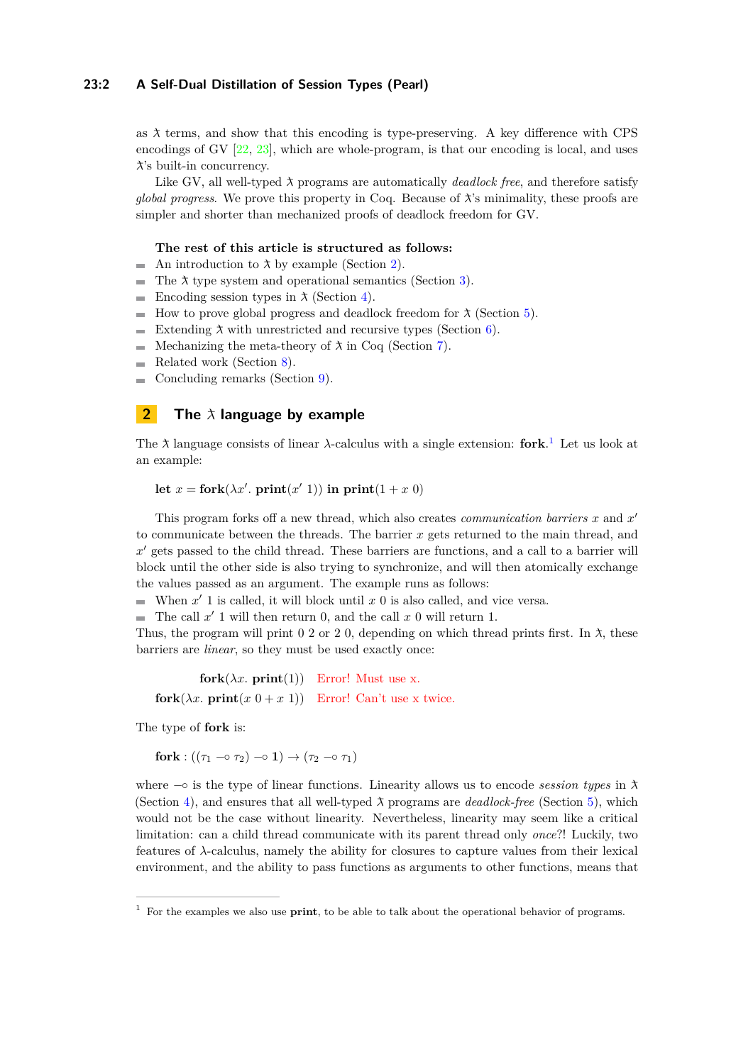as ƛ terms, and show that this encoding is type-preserving. A key difference with CPS encodings of GV [22, 23], which are whole-program, is that our encoding is local, and uses ƛ's built-in concurrency.

Like GV, all well-typed ƛ programs are automatically *deadlock free*, and therefore satisfy *global progress*. We prove this property in Coq. Because of ƛ's minimality, these proofs are simpler and shorter than mechanized proofs of deadlock freedom for GV.

**The rest of this article is structured as follows:**

- An introduction to ƛ by example (Section 2).
- The ƛ type system and operational semantics (Section 3).
- Encoding session types in ƛ (Section 4).
- How to prove global progress and deadlock freedom for ƛ (Section 5).
- Extending ƛ with unrestricted and recursive types (Section 6).
- Mechanizing the meta-theory of ƛ in Coq (Section 7).
- Related work (Section 8).
- Concluding remarks (Section 9).

## 2 The ƛ language by example

The ƛ language consists of linear λ-calculus with a single extension: **fork**.[1] Let us look at an example:

$$\textbf{let } x = \textbf{fork}(\lambda x'.\ \textbf{print}(x'\ 1)) \textbf{ in } \textbf{print}(1 + x\ 0)$$

This program forks off a new thread, which also creates *communication barriers* $x$ and $x'$ to communicate between the threads. The barrier $x$ gets returned to the main thread, and $x'$ gets passed to the child thread. These barriers are functions, and a call to a barrier will block until the other side is also trying to synchronize, and will then atomically exchange the values passed as an argument. The example runs as follows:

- When $x'\ 1$ is called, it will block until $x\ 0$ is also called, and vice versa.
- The call $x'\ 1$ will then return 0, and the call $x\ 0$ will return 1.

Thus, the program will print 0 2 or 2 0, depending on which thread prints first. In ƛ, these barriers are *linear*, so they must be used exactly once:

$$\textbf{fork}(\lambda x.\ \textbf{print}(1)) \quad \text{Error! Must use x.}$$
$$\textbf{fork}(\lambda x.\ \textbf{print}(x\ 0 + x\ 1)) \quad \text{Error! Can't use x twice.}$$

The type of **fork** is:

$$\textbf{fork} : ((\tau_1 \multimap \tau_2) \multimap \mathbf{1}) \to (\tau_2 \multimap \tau_1)$$

where $\multimap$ is the type of linear functions. Linearity allows us to encode *session types* in ƛ (Section 4), and ensures that all well-typed ƛ programs are *deadlock-free* (Section 5), which would not be the case without linearity. Nevertheless, linearity may seem like a critical limitation: can a child thread communicate with its parent thread only *once*?! Luckily, two features of λ-calculus, namely the ability for closures to capture values from their lexical environment, and the ability to pass functions as arguments to other functions, means that

[1] For the examples we also use **print**, to be able to talk about the operational behavior of programs.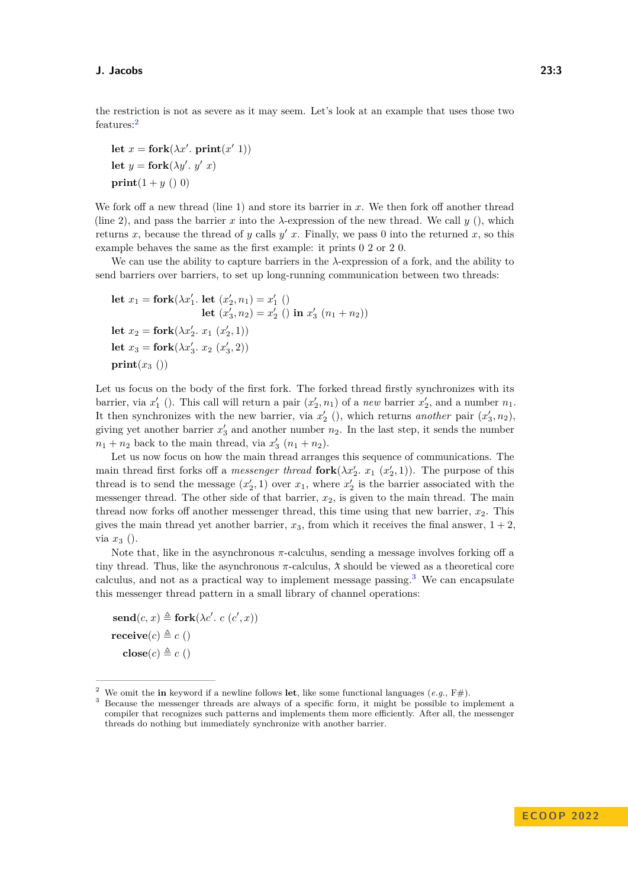the restriction is not as severe as it may seem. Let's look at an example that uses those two features:[2]

$$\begin{aligned}
&\textbf{let } x = \textbf{fork}(\lambda x'.\ \textbf{print}(x'\ 1))\\
&\textbf{let } y = \textbf{fork}(\lambda y'.\ y'\ x)\\
&\textbf{print}(1 + y\ ()\ 0)
\end{aligned}$$

We fork off a new thread (line 1) and store its barrier in $x$. We then fork off another thread (line 2), and pass the barrier $x$ into the $\lambda$-expression of the new thread. We call $y$ (), which returns $x$, because the thread of $y$ calls $y'\ x$. Finally, we pass 0 into the returned $x$, so this example behaves the same as the first example: it prints 0 2 or 2 0.

We can use the ability to capture barriers in the $\lambda$-expression of a fork, and the ability to send barriers over barriers, to set up long-running communication between two threads:

$$\begin{aligned}
&\textbf{let } x_1 = \textbf{fork}(\lambda x_1'.\ \textbf{let } (x_2', n_1) = x_1'\ ()\\
&\qquad\qquad\qquad\qquad \textbf{let } (x_3', n_2) = x_2'\ ()\ \textbf{in } x_3'\ (n_1 + n_2))\\
&\textbf{let } x_2 = \textbf{fork}(\lambda x_2'.\ x_1\ (x_2', 1))\\
&\textbf{let } x_3 = \textbf{fork}(\lambda x_3'.\ x_2\ (x_3', 2))\\
&\textbf{print}(x_3\ ())
\end{aligned}$$

Let us focus on the body of the first fork. The forked thread firstly synchronizes with its barrier, via $x_1'$ (). This call will return a pair $(x_2', n_1)$ of a *new* barrier $x_2'$, and a number $n_1$. It then synchronizes with the new barrier, via $x_2'$ (), which returns *another* pair $(x_3', n_2)$, giving yet another barrier $x_3'$ and another number $n_2$. In the last step, it sends the number $n_1 + n_2$ back to the main thread, via $x_3'\ (n_1 + n_2)$.

Let us now focus on how the main thread arranges this sequence of communications. The main thread first forks off a *messenger thread* $\textbf{fork}(\lambda x_2'.\ x_1\ (x_2', 1))$. The purpose of this thread is to send the message $(x_2', 1)$ over $x_1$, where $x_2'$ is the barrier associated with the messenger thread. The other side of that barrier, $x_2$, is given to the main thread. The main thread now forks off another messenger thread, this time using that new barrier, $x_2$. This gives the main thread yet another barrier, $x_3$, from which it receives the final answer, $1 + 2$, via $x_3$ ().

Note that, like in the asynchronous $\pi$-calculus, sending a message involves forking off a tiny thread. Thus, like the asynchronous $\pi$-calculus, $\lambda\!\!\!\!\lambda$ should be viewed as a theoretical core calculus, and not as a practical way to implement message passing.[3] We can encapsulate this messenger thread pattern in a small library of channel operations:

$$\begin{aligned}
\textbf{send}(c, x) &\triangleq \textbf{fork}(\lambda c'.\ c\ (c', x))\\
\textbf{receive}(c) &\triangleq c\ ()\\
\textbf{close}(c) &\triangleq c\ ()
\end{aligned}$$

---

[2] We omit the **in** keyword if a newline follows **let**, like some functional languages (*e.g.,* F#).

[3] Because the messenger threads are always of a specific form, it might be possible to implement a compiler that recognizes such patterns and implements them more efficiently. After all, the messenger threads do nothing but immediately synchronize with another barrier.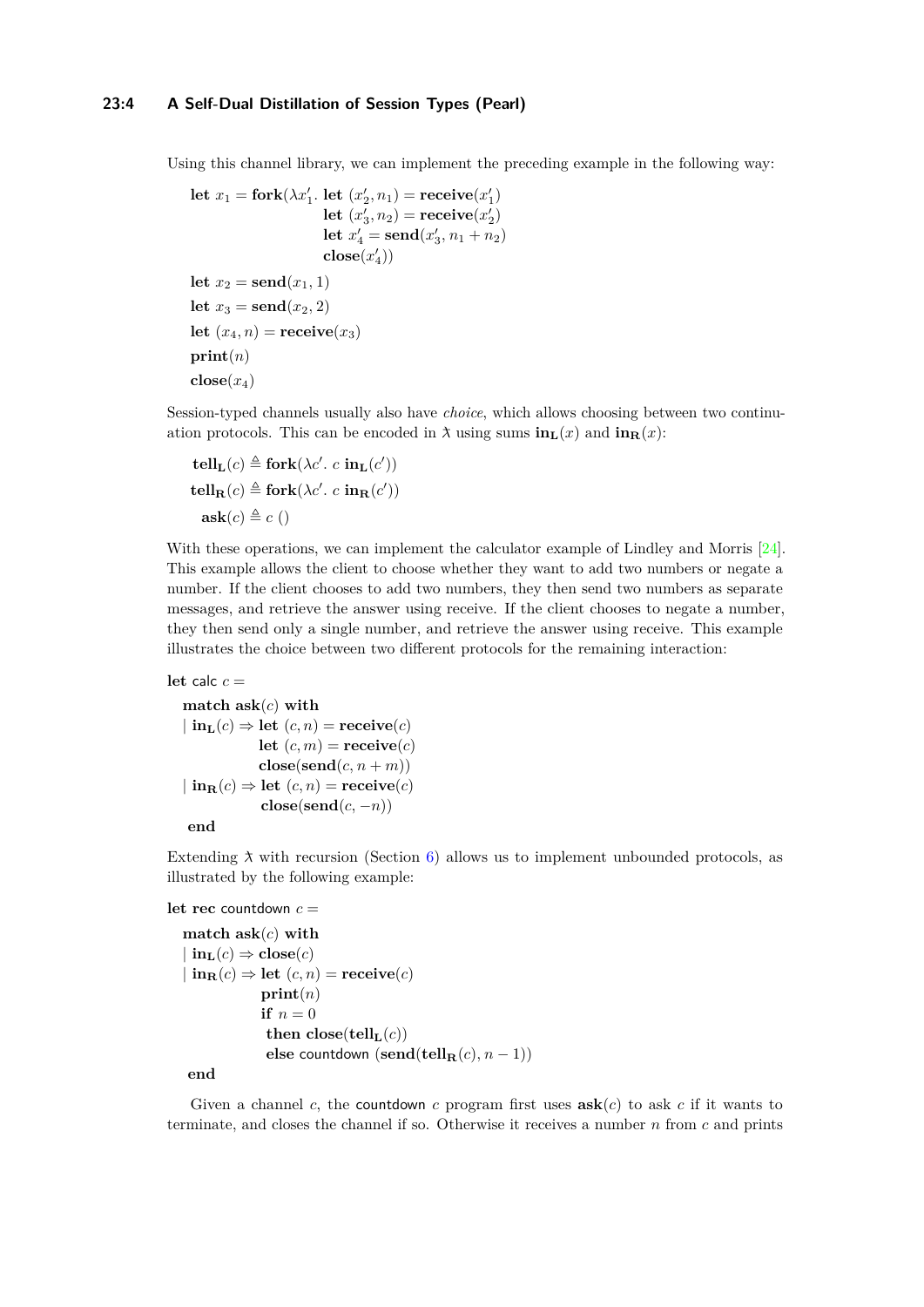Using this channel library, we can implement the preceding example in the following way:

$$
\begin{aligned}
&\textbf{let } x_1 = \textbf{fork}(\lambda x'_1.\ \textbf{let } (x'_2, n_1) = \textbf{receive}(x'_1)\\
&\qquad\qquad\qquad\quad\ \textbf{let } (x'_3, n_2) = \textbf{receive}(x'_2)\\
&\qquad\qquad\qquad\quad\ \textbf{let } x'_4 = \textbf{send}(x'_3, n_1 + n_2)\\
&\qquad\qquad\qquad\quad\ \textbf{close}(x'_4))\\
&\textbf{let } x_2 = \textbf{send}(x_1, 1)\\
&\textbf{let } x_3 = \textbf{send}(x_2, 2)\\
&\textbf{let } (x_4, n) = \textbf{receive}(x_3)\\
&\textbf{print}(n)\\
&\textbf{close}(x_4)
\end{aligned}
$$

Session-typed channels usually also have *choice*, which allows choosing between two continuation protocols. This can be encoded in ƛ using sums $\mathbf{in_L}(x)$ and $\mathbf{in_R}(x)$:

$$
\begin{aligned}
\mathbf{tell_L}(c) &\triangleq \textbf{fork}(\lambda c'.\ c\ \mathbf{in_L}(c'))\\
\mathbf{tell_R}(c) &\triangleq \textbf{fork}(\lambda c'.\ c\ \mathbf{in_R}(c'))\\
\textbf{ask}(c) &\triangleq c\ ()
\end{aligned}
$$

With these operations, we can implement the calculator example of Lindley and Morris [24]. This example allows the client to choose whether they want to add two numbers or negate a number. If the client chooses to add two numbers, they then send two numbers as separate messages, and retrieve the answer using receive. If the client chooses to negate a number, they then send only a single number, and retrieve the answer using receive. This example illustrates the choice between two different protocols for the remaining interaction:

$$
\begin{aligned}
&\textbf{let } \mathsf{calc}\ c =\\
&\quad \textbf{match } \textbf{ask}(c) \textbf{ with}\\
&\quad \mid \mathbf{in_L}(c) \Rightarrow \textbf{let } (c, n) = \textbf{receive}(c)\\
&\qquad\qquad\qquad\ \textbf{let } (c, m) = \textbf{receive}(c)\\
&\qquad\qquad\qquad\ \textbf{close}(\textbf{send}(c, n + m))\\
&\quad \mid \mathbf{in_R}(c) \Rightarrow \textbf{let } (c, n) = \textbf{receive}(c)\\
&\qquad\qquad\qquad\ \textbf{close}(\textbf{send}(c, -n))\\
&\quad \textbf{end}
\end{aligned}
$$

Extending ƛ with recursion (Section 6) allows us to implement unbounded protocols, as illustrated by the following example:

$$
\begin{aligned}
&\textbf{let rec } \mathsf{countdown}\ c =\\
&\quad \textbf{match } \textbf{ask}(c) \textbf{ with}\\
&\quad \mid \mathbf{in_L}(c) \Rightarrow \textbf{close}(c)\\
&\quad \mid \mathbf{in_R}(c) \Rightarrow \textbf{let } (c, n) = \textbf{receive}(c)\\
&\qquad\qquad\qquad\ \textbf{print}(n)\\
&\qquad\qquad\qquad\ \textbf{if } n = 0\\
&\qquad\qquad\qquad\quad \textbf{then } \textbf{close}(\mathbf{tell_L}(c))\\
&\qquad\qquad\qquad\quad \textbf{else } \mathsf{countdown}\ (\textbf{send}(\mathbf{tell_R}(c), n - 1))\\
&\quad \textbf{end}
\end{aligned}
$$

Given a channel $c$, the $\mathsf{countdown}\ c$ program first uses $\textbf{ask}(c)$ to ask $c$ if it wants to terminate, and closes the channel if so. Otherwise it receives a number $n$ from $c$ and prints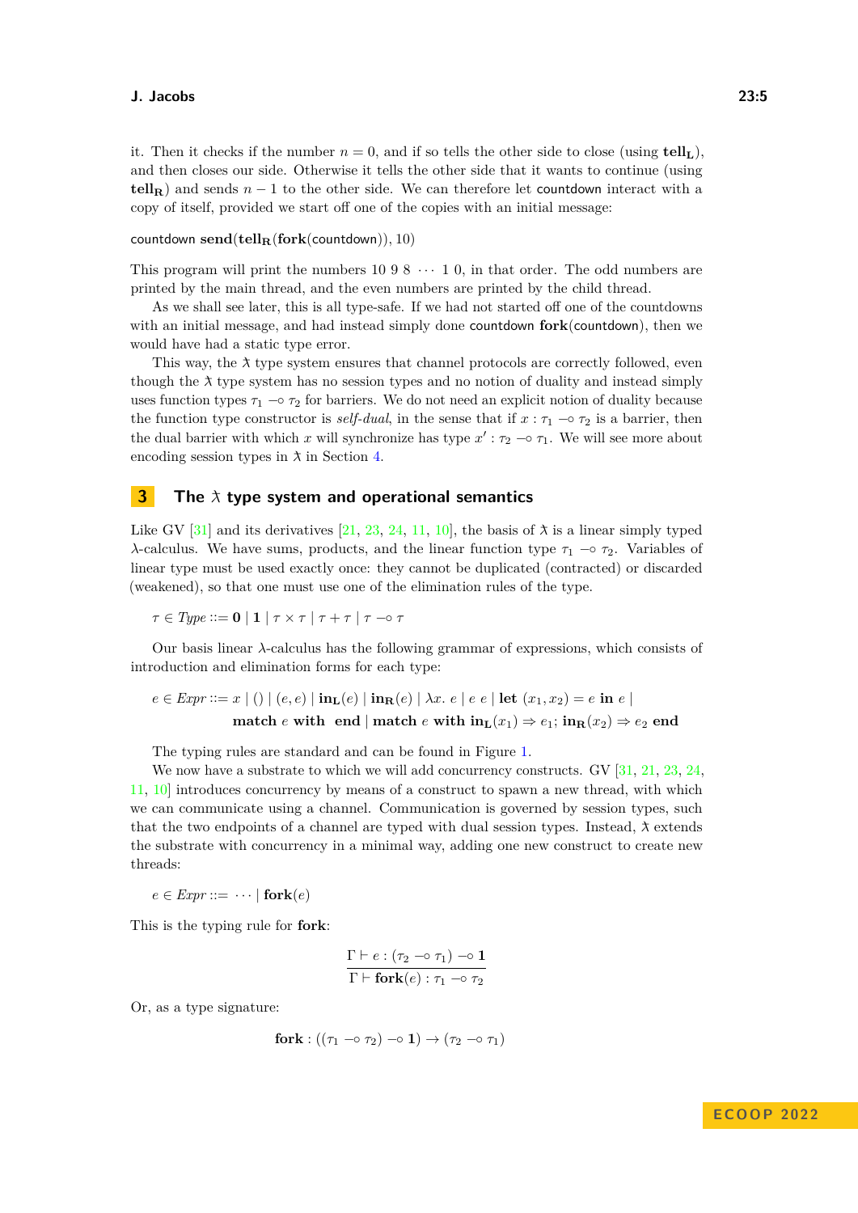it. Then it checks if the number $n = 0$, and if so tells the other side to close (using $\mathbf{tell_L}$), and then closes our side. Otherwise it tells the other side that it wants to continue (using $\mathbf{tell_R}$) and sends $n - 1$ to the other side. We can therefore let countdown interact with a copy of itself, provided we start off one of the copies with an initial message:

$\mathsf{countdown}\ \mathbf{send}(\mathbf{tell_R}(\mathbf{fork}(\mathsf{countdown})), 10)$

This program will print the numbers 10 9 8 $\cdots$ 1 0, in that order. The odd numbers are printed by the main thread, and the even numbers are printed by the child thread.

As we shall see later, this is all type-safe. If we had not started off one of the countdowns with an initial message, and had instead simply done $\mathsf{countdown}\ \mathbf{fork}(\mathsf{countdown})$, then we would have had a static type error.

This way, the ƛ type system ensures that channel protocols are correctly followed, even though the ƛ type system has no session types and no notion of duality and instead simply uses function types $\tau_1 \multimap \tau_2$ for barriers. We do not need an explicit notion of duality because the function type constructor is *self-dual*, in the sense that if $x : \tau_1 \multimap \tau_2$ is a barrier, then the dual barrier with which $x$ will synchronize has type $x' : \tau_2 \multimap \tau_1$. We will see more about encoding session types in ƛ in Section 4.

# 3 The ƛ type system and operational semantics

Like GV [31] and its derivatives [21, 23, 24, 11, 10], the basis of ƛ is a linear simply typed λ-calculus. We have sums, products, and the linear function type $\tau_1 \multimap \tau_2$. Variables of linear type must be used exactly once: they cannot be duplicated (contracted) or discarded (weakened), so that one must use one of the elimination rules of the type.

$$\tau \in \mathit{Type} ::= \mathbf{0} \mid \mathbf{1} \mid \tau \times \tau \mid \tau + \tau \mid \tau \multimap \tau$$

Our basis linear λ-calculus has the following grammar of expressions, which consists of introduction and elimination forms for each type:

$$\begin{aligned} e \in \mathit{Expr} ::= {} & x \mid () \mid (e, e) \mid \mathbf{in_L}(e) \mid \mathbf{in_R}(e) \mid \lambda x.\ e \mid e\ e \mid \mathbf{let}\ (x_1, x_2) = e\ \mathbf{in}\ e \mid \\ & \mathbf{match}\ e\ \mathbf{with}\ \ \mathbf{end} \mid \mathbf{match}\ e\ \mathbf{with}\ \mathbf{in_L}(x_1) \Rightarrow e_1;\ \mathbf{in_R}(x_2) \Rightarrow e_2\ \mathbf{end} \end{aligned}$$

The typing rules are standard and can be found in Figure 1.

We now have a substrate to which we will add concurrency constructs. GV [31, 21, 23, 24, 11, 10] introduces concurrency by means of a construct to spawn a new thread, with which we can communicate using a channel. Communication is governed by session types, such that the two endpoints of a channel are typed with dual session types. Instead, ƛ extends the substrate with concurrency in a minimal way, adding one new construct to create new threads:

$$e \in \mathit{Expr} ::= \ \cdots \mid \mathbf{fork}(e)$$

This is the typing rule for **fork**:

$$\frac{\Gamma \vdash e : (\tau_2 \multimap \tau_1) \multimap \mathbf{1}}{\Gamma \vdash \mathbf{fork}(e) : \tau_1 \multimap \tau_2}$$

Or, as a type signature:

$$\mathbf{fork} : ((\tau_1 \multimap \tau_2) \multimap \mathbf{1}) \to (\tau_2 \multimap \tau_1)$$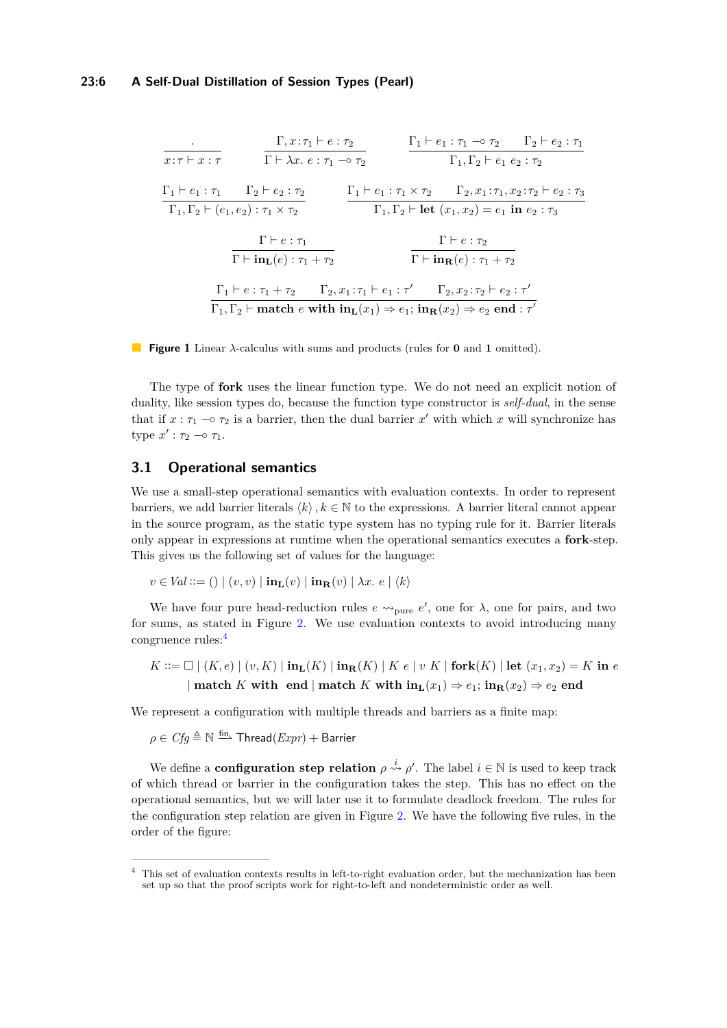$$\frac{\cdot}{x:\tau \vdash x:\tau} \qquad \frac{\Gamma, x:\tau_1 \vdash e : \tau_2}{\Gamma \vdash \lambda x.\ e : \tau_1 \multimap \tau_2} \qquad \frac{\Gamma_1 \vdash e_1 : \tau_1 \multimap \tau_2 \qquad \Gamma_2 \vdash e_2 : \tau_1}{\Gamma_1, \Gamma_2 \vdash e_1\ e_2 : \tau_2}$$

$$\frac{\Gamma_1 \vdash e_1 : \tau_1 \qquad \Gamma_2 \vdash e_2 : \tau_2}{\Gamma_1, \Gamma_2 \vdash (e_1, e_2) : \tau_1 \times \tau_2} \qquad \frac{\Gamma_1 \vdash e_1 : \tau_1 \times \tau_2 \qquad \Gamma_2, x_1:\tau_1, x_2:\tau_2 \vdash e_2 : \tau_3}{\Gamma_1, \Gamma_2 \vdash \mathbf{let}\ (x_1, x_2) = e_1\ \mathbf{in}\ e_2 : \tau_3}$$

$$\frac{\Gamma \vdash e : \tau_1}{\Gamma \vdash \mathbf{in_L}(e) : \tau_1 + \tau_2} \qquad \frac{\Gamma \vdash e : \tau_2}{\Gamma \vdash \mathbf{in_R}(e) : \tau_1 + \tau_2}$$

$$\frac{\Gamma_1 \vdash e : \tau_1 + \tau_2 \qquad \Gamma_2, x_1:\tau_1 \vdash e_1 : \tau' \qquad \Gamma_2, x_2:\tau_2 \vdash e_2 : \tau'}{\Gamma_1, \Gamma_2 \vdash \mathbf{match}\ e\ \mathbf{with}\ \mathbf{in_L}(x_1) \Rightarrow e_1;\ \mathbf{in_R}(x_2) \Rightarrow e_2\ \mathbf{end} : \tau'}$$

**Figure 1** Linear $\lambda$-calculus with sums and products (rules for **0** and **1** omitted).

The type of **fork** uses the linear function type. We do not need an explicit notion of duality, like session types do, because the function type constructor is *self-dual*, in the sense that if $x : \tau_1 \multimap \tau_2$ is a barrier, then the dual barrier $x'$ with which $x$ will synchronize has type $x' : \tau_2 \multimap \tau_1$.

## 3.1 Operational semantics

We use a small-step operational semantics with evaluation contexts. In order to represent barriers, we add barrier literals $\langle k \rangle, k \in \mathbb{N}$ to the expressions. A barrier literal cannot appear in the source program, as the static type system has no typing rule for it. Barrier literals only appear in expressions at runtime when the operational semantics executes a **fork**-step. This gives us the following set of values for the language:

$$v \in \mathit{Val} ::= () \mid (v, v) \mid \mathbf{in_L}(v) \mid \mathbf{in_R}(v) \mid \lambda x.\ e \mid \langle k \rangle$$

We have four pure head-reduction rules $e \rightsquigarrow_{\text{pure}} e'$, one for $\lambda$, one for pairs, and two for sums, as stated in Figure 2. We use evaluation contexts to avoid introducing many congruence rules:[4]

$$\begin{aligned} K ::= \square \mid (K, e) \mid (v, K) \mid \mathbf{in_L}(K) \mid \mathbf{in_R}(K) \mid K\ e \mid v\ K \mid \mathbf{fork}(K) \mid \mathbf{let}\ (x_1, x_2) = K\ \mathbf{in}\ e \\ \mid \mathbf{match}\ K\ \mathbf{with}\ \ \mathbf{end} \mid \mathbf{match}\ K\ \mathbf{with}\ \mathbf{in_L}(x_1) \Rightarrow e_1;\ \mathbf{in_R}(x_2) \Rightarrow e_2\ \mathbf{end} \end{aligned}$$

We represent a configuration with multiple threads and barriers as a finite map:

$$\rho \in \mathit{Cfg} \triangleq \mathbb{N} \xrightarrow{\text{fin}} \mathsf{Thread}(\mathit{Expr}) + \mathsf{Barrier}$$

We define a **configuration step relation** $\rho \overset{i}{\rightsquigarrow} \rho'$. The label $i \in \mathbb{N}$ is used to keep track of which thread or barrier in the configuration takes the step. This has no effect on the operational semantics, but we will later use it to formulate deadlock freedom. The rules for the configuration step relation are given in Figure 2. We have the following five rules, in the order of the figure:

[4] This set of evaluation contexts results in left-to-right evaluation order, but the mechanization has been set up so that the proof scripts work for right-to-left and nondeterministic order as well.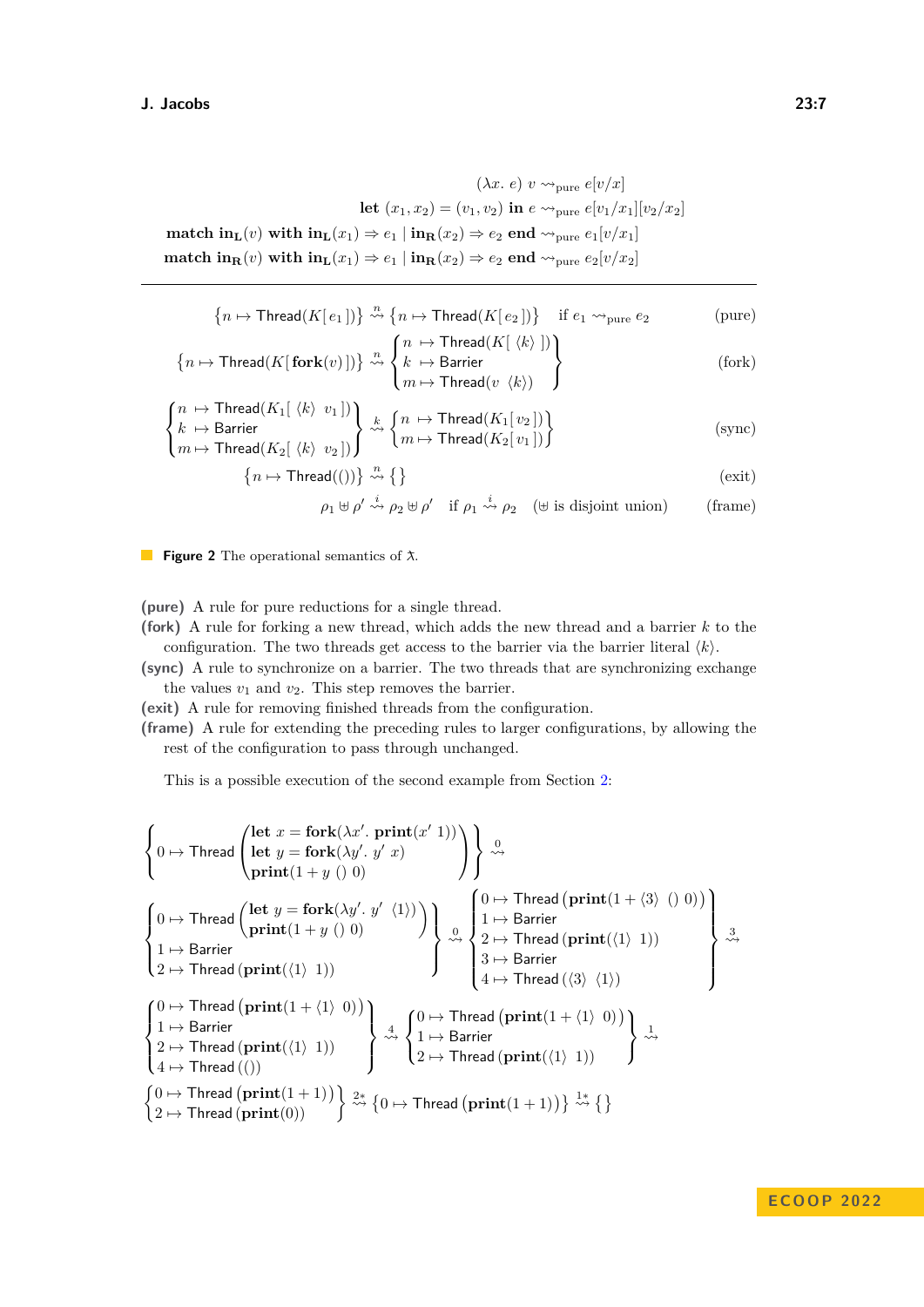$$(\lambda x.\ e)\ v \rightsquigarrow_{\text{pure}} e[v/x]$$

$$\textbf{let}\ (x_1, x_2) = (v_1, v_2)\ \textbf{in}\ e \rightsquigarrow_{\text{pure}} e[v_1/x_1][v_2/x_2]$$

$$\textbf{match in}_{\mathbf{L}}(v)\ \textbf{with in}_{\mathbf{L}}(x_1) \Rightarrow e_1 \mid \textbf{in}_{\mathbf{R}}(x_2) \Rightarrow e_2\ \textbf{end} \rightsquigarrow_{\text{pure}} e_1[v/x_1]$$

$$\textbf{match in}_{\mathbf{R}}(v)\ \textbf{with in}_{\mathbf{L}}(x_1) \Rightarrow e_1 \mid \textbf{in}_{\mathbf{R}}(x_2) \Rightarrow e_2\ \textbf{end} \rightsquigarrow_{\text{pure}} e_2[v/x_2]$$

---

$$\{n \mapsto \mathsf{Thread}(K[\,e_1\,])\} \overset{n}{\rightsquigarrow} \{n \mapsto \mathsf{Thread}(K[\,e_2\,])\} \quad \text{if } e_1 \rightsquigarrow_{\text{pure}} e_2 \qquad \text{(pure)}$$

$$\{n \mapsto \mathsf{Thread}(K[\,\textbf{fork}(v)\,])\} \overset{n}{\rightsquigarrow} \begin{Bmatrix} n \mapsto \mathsf{Thread}(K[\,\langle k\rangle\,]) \\ k \mapsto \mathsf{Barrier} \\ m \mapsto \mathsf{Thread}(v\ \langle k\rangle) \end{Bmatrix} \qquad \text{(fork)}$$

$$\begin{Bmatrix} n \mapsto \mathsf{Thread}(K_1[\,\langle k\rangle\ v_1\,]) \\ k \mapsto \mathsf{Barrier} \\ m \mapsto \mathsf{Thread}(K_2[\,\langle k\rangle\ v_2\,]) \end{Bmatrix} \overset{k}{\rightsquigarrow} \begin{Bmatrix} n \mapsto \mathsf{Thread}(K_1[\,v_2\,]) \\ m \mapsto \mathsf{Thread}(K_2[\,v_1\,]) \end{Bmatrix} \qquad \text{(sync)}$$

$$\{n \mapsto \mathsf{Thread}(())\} \overset{n}{\rightsquigarrow} \{\} \qquad \text{(exit)}$$

$$\rho_1 \uplus \rho' \overset{i}{\rightsquigarrow} \rho_2 \uplus \rho' \quad \text{if } \rho_1 \overset{i}{\rightsquigarrow} \rho_2 \quad (\uplus \text{ is disjoint union}) \qquad \text{(frame)}$$

**Figure 2** The operational semantics of $\lambda\!\!\!\lambda$.

**(pure)** A rule for pure reductions for a single thread.

**(fork)** A rule for forking a new thread, which adds the new thread and a barrier $k$ to the configuration. The two threads get access to the barrier via the barrier literal $\langle k\rangle$.

**(sync)** A rule to synchronize on a barrier. The two threads that are synchronizing exchange the values $v_1$ and $v_2$. This step removes the barrier.

**(exit)** A rule for removing finished threads from the configuration.

**(frame)** A rule for extending the preceding rules to larger configurations, by allowing the rest of the configuration to pass through unchanged.

This is a possible execution of the second example from Section 2:

$$\left\{ 0 \mapsto \mathsf{Thread}\begin{pmatrix} \textbf{let}\ x = \textbf{fork}(\lambda x'.\ \textbf{print}(x'\ 1)) \\ \textbf{let}\ y = \textbf{fork}(\lambda y'.\ y'\ x) \\ \textbf{print}(1 + y\ ()\ 0) \end{pmatrix} \right\} \overset{0}{\rightsquigarrow}$$

$$\begin{Bmatrix} 0 \mapsto \mathsf{Thread}\begin{pmatrix} \textbf{let}\ y = \textbf{fork}(\lambda y'.\ y'\ \langle 1\rangle) \\ \textbf{print}(1 + y\ ()\ 0) \end{pmatrix} \\ 1 \mapsto \mathsf{Barrier} \\ 2 \mapsto \mathsf{Thread}\,(\textbf{print}(\langle 1\rangle\ 1)) \end{Bmatrix} \overset{0}{\rightsquigarrow} \begin{Bmatrix} 0 \mapsto \mathsf{Thread}\,(\textbf{print}(1 + \langle 3\rangle\ ()\ 0)) \\ 1 \mapsto \mathsf{Barrier} \\ 2 \mapsto \mathsf{Thread}\,(\textbf{print}(\langle 1\rangle\ 1)) \\ 3 \mapsto \mathsf{Barrier} \\ 4 \mapsto \mathsf{Thread}\,(\langle 3\rangle\ \langle 1\rangle) \end{Bmatrix} \overset{3}{\rightsquigarrow}$$

$$\begin{Bmatrix} 0 \mapsto \mathsf{Thread}\,(\textbf{print}(1 + \langle 1\rangle\ 0)) \\ 1 \mapsto \mathsf{Barrier} \\ 2 \mapsto \mathsf{Thread}\,(\textbf{print}(\langle 1\rangle\ 1)) \\ 4 \mapsto \mathsf{Thread}\,(()) \end{Bmatrix} \overset{4}{\rightsquigarrow} \begin{Bmatrix} 0 \mapsto \mathsf{Thread}\,(\textbf{print}(1 + \langle 1\rangle\ 0)) \\ 1 \mapsto \mathsf{Barrier} \\ 2 \mapsto \mathsf{Thread}\,(\textbf{print}(\langle 1\rangle\ 1)) \end{Bmatrix} \overset{1}{\rightsquigarrow}$$

$$\begin{Bmatrix} 0 \mapsto \mathsf{Thread}\,(\textbf{print}(1 + 1)) \\ 2 \mapsto \mathsf{Thread}\,(\textbf{print}(0)) \end{Bmatrix} \overset{2*}{\rightsquigarrow} \{0 \mapsto \mathsf{Thread}\,(\textbf{print}(1 + 1))\} \overset{1*}{\rightsquigarrow} \{\}$$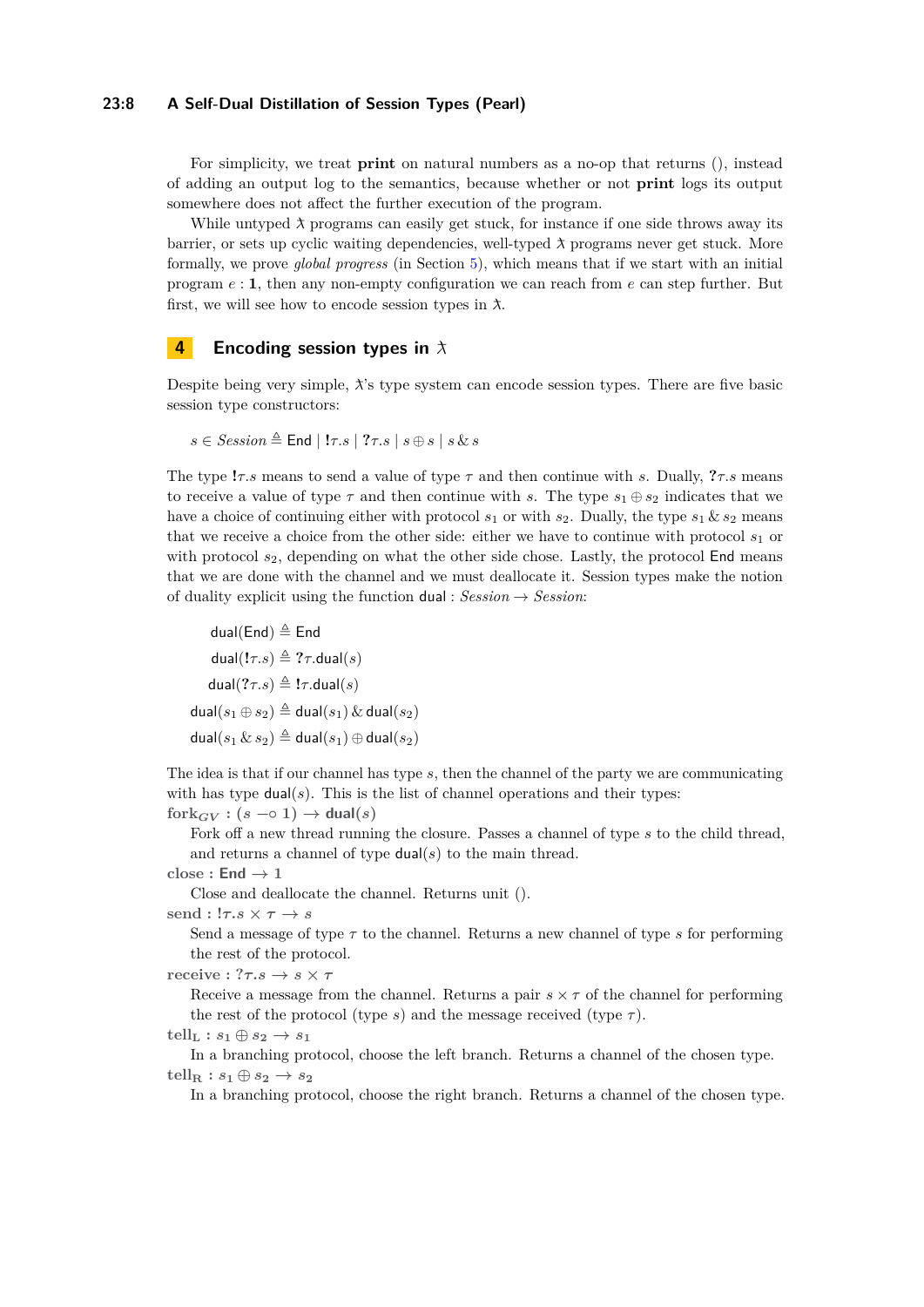For simplicity, we treat **print** on natural numbers as a no-op that returns (), instead of adding an output log to the semantics, because whether or not **print** logs its output somewhere does not affect the further execution of the program.

While untyped $\lambda\!\!\!\lambda$ programs can easily get stuck, for instance if one side throws away its barrier, or sets up cyclic waiting dependencies, well-typed $\lambda\!\!\!\lambda$ programs never get stuck. More formally, we prove *global progress* (in Section 5), which means that if we start with an initial program $e : \mathbf{1}$, then any non-empty configuration we can reach from $e$ can step further. But first, we will see how to encode session types in $\lambda\!\!\!\lambda$.

# 4 Encoding session types in $\lambda\!\!\!\lambda$

Despite being very simple, $\lambda\!\!\!\lambda$'s type system can encode session types. There are five basic session type constructors:

$$s \in \mathit{Session} \triangleq \mathsf{End} \mid \mathbf{!}\tau.s \mid \mathbf{?}\tau.s \mid s \oplus s \mid s \,\&\, s$$

The type $\mathbf{!}\tau.s$ means to send a value of type $\tau$ and then continue with $s$. Dually, $\mathbf{?}\tau.s$ means to receive a value of type $\tau$ and then continue with $s$. The type $s_1 \oplus s_2$ indicates that we have a choice of continuing either with protocol $s_1$ or with $s_2$. Dually, the type $s_1 \,\&\, s_2$ means that we receive a choice from the other side: either we have to continue with protocol $s_1$ or with protocol $s_2$, depending on what the other side chose. Lastly, the protocol $\mathsf{End}$ means that we are done with the channel and we must deallocate it. Session types make the notion of duality explicit using the function $\mathsf{dual} : \mathit{Session} \to \mathit{Session}$:

$$
\begin{aligned}
\mathsf{dual}(\mathsf{End}) &\triangleq \mathsf{End} \\
\mathsf{dual}(\mathbf{!}\tau.s) &\triangleq \mathbf{?}\tau.\mathsf{dual}(s) \\
\mathsf{dual}(\mathbf{?}\tau.s) &\triangleq \mathbf{!}\tau.\mathsf{dual}(s) \\
\mathsf{dual}(s_1 \oplus s_2) &\triangleq \mathsf{dual}(s_1) \,\&\, \mathsf{dual}(s_2) \\
\mathsf{dual}(s_1 \,\&\, s_2) &\triangleq \mathsf{dual}(s_1) \oplus \mathsf{dual}(s_2)
\end{aligned}
$$

The idea is that if our channel has type $s$, then the channel of the party we are communicating with has type $\mathsf{dual}(s)$. This is the list of channel operations and their types:

**$\mathbf{fork}_{GV}$ : $(s \multimap \mathbf{1}) \to \mathsf{dual}(s)$**
Fork off a new thread running the closure. Passes a channel of type $s$ to the child thread, and returns a channel of type $\mathsf{dual}(s)$ to the main thread.

**close : $\mathsf{End} \to \mathbf{1}$**
Close and deallocate the channel. Returns unit ().

**send : $\mathbf{!}\tau.s \times \tau \to s$**
Send a message of type $\tau$ to the channel. Returns a new channel of type $s$ for performing the rest of the protocol.

**receive : $\mathbf{?}\tau.s \to s \times \tau$**
Receive a message from the channel. Returns a pair $s \times \tau$ of the channel for performing the rest of the protocol (type $s$) and the message received (type $\tau$).

**$\mathbf{tell}_{\mathrm{L}}$ : $s_1 \oplus s_2 \to s_1$**
In a branching protocol, choose the left branch. Returns a channel of the chosen type.

**$\mathbf{tell}_{\mathrm{R}}$ : $s_1 \oplus s_2 \to s_2$**
In a branching protocol, choose the right branch. Returns a channel of the chosen type.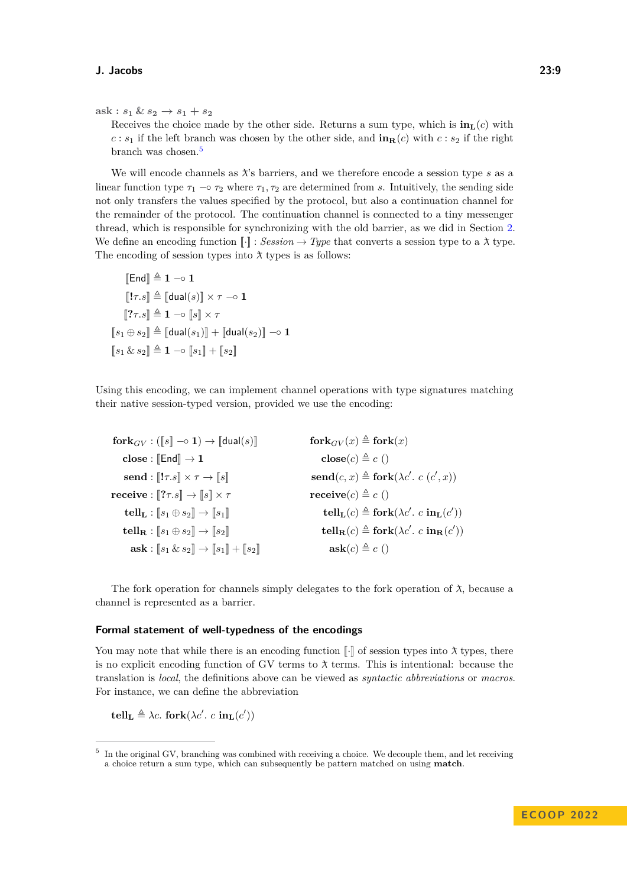**ask** : $s_1 \mathbin{\&} s_2 \to s_1 + s_2$
Receives the choice made by the other side. Returns a sum type, which is $\mathbf{in_L}(c)$ with $c : s_1$ if the left branch was chosen by the other side, and $\mathbf{in_R}(c)$ with $c : s_2$ if the right branch was chosen.[5]

We will encode channels as λ̄'s barriers, and we therefore encode a session type $s$ as a linear function type $\tau_1 \multimap \tau_2$ where $\tau_1, \tau_2$ are determined from $s$. Intuitively, the sending side not only transfers the values specified by the protocol, but also a continuation channel for the remainder of the protocol. The continuation channel is connected to a tiny messenger thread, which is responsible for synchronizing with the old barrier, as we did in Section 2. We define an encoding function $[\![\cdot]\!] : \mathit{Session} \to \mathit{Type}$ that converts a session type to a λ̄ type. The encoding of session types into λ̄ types is as follows:

$$
\begin{aligned}
[\![\mathsf{End}]\!] &\triangleq \mathbf{1} \multimap \mathbf{1} \\
[\![!\tau.s]\!] &\triangleq [\![\mathsf{dual}(s)]\!] \times \tau \multimap \mathbf{1} \\
[\![?\tau.s]\!] &\triangleq \mathbf{1} \multimap [\![s]\!] \times \tau \\
[\![s_1 \oplus s_2]\!] &\triangleq [\![\mathsf{dual}(s_1)]\!] + [\![\mathsf{dual}(s_2)]\!] \multimap \mathbf{1} \\
[\![s_1 \mathbin{\&} s_2]\!] &\triangleq \mathbf{1} \multimap [\![s_1]\!] + [\![s_2]\!]
\end{aligned}
$$

Using this encoding, we can implement channel operations with type signatures matching their native session-typed version, provided we use the encoding:

$$
\begin{aligned}
\mathbf{fork}_{GV} &: ([\![s]\!] \multimap \mathbf{1}) \to [\![\mathsf{dual}(s)]\!] & \mathbf{fork}_{GV}(x) &\triangleq \mathbf{fork}(x) \\
\mathbf{close} &: [\![\mathsf{End}]\!] \to \mathbf{1} & \mathbf{close}(c) &\triangleq c\ () \\
\mathbf{send} &: [\![!\tau.s]\!] \times \tau \to [\![s]\!] & \mathbf{send}(c, x) &\triangleq \mathbf{fork}(\lambda c'.\ c\ (c', x)) \\
\mathbf{receive} &: [\![?\tau.s]\!] \to [\![s]\!] \times \tau & \mathbf{receive}(c) &\triangleq c\ () \\
\mathbf{tell_L} &: [\![s_1 \oplus s_2]\!] \to [\![s_1]\!] & \mathbf{tell_L}(c) &\triangleq \mathbf{fork}(\lambda c'.\ c\ \mathbf{in_L}(c')) \\
\mathbf{tell_R} &: [\![s_1 \oplus s_2]\!] \to [\![s_2]\!] & \mathbf{tell_R}(c) &\triangleq \mathbf{fork}(\lambda c'.\ c\ \mathbf{in_R}(c')) \\
\mathbf{ask} &: [\![s_1 \mathbin{\&} s_2]\!] \to [\![s_1]\!] + [\![s_2]\!] & \mathbf{ask}(c) &\triangleq c\ ()
\end{aligned}
$$

The fork operation for channels simply delegates to the fork operation of λ̄, because a channel is represented as a barrier.

#### Formal statement of well-typedness of the encodings

You may note that while there is an encoding function $[\![\cdot]\!]$ of session types into λ̄ types, there is no explicit encoding function of GV terms to λ̄ terms. This is intentional: because the translation is *local*, the definitions above can be viewed as *syntactic abbreviations* or *macros*. For instance, we can define the abbreviation

$$\mathbf{tell_L} \triangleq \lambda c.\ \mathbf{fork}(\lambda c'.\ c\ \mathbf{in_L}(c'))$$

[5] In the original GV, branching was combined with receiving a choice. We decouple them, and let receiving a choice return a sum type, which can subsequently be pattern matched on using **match**.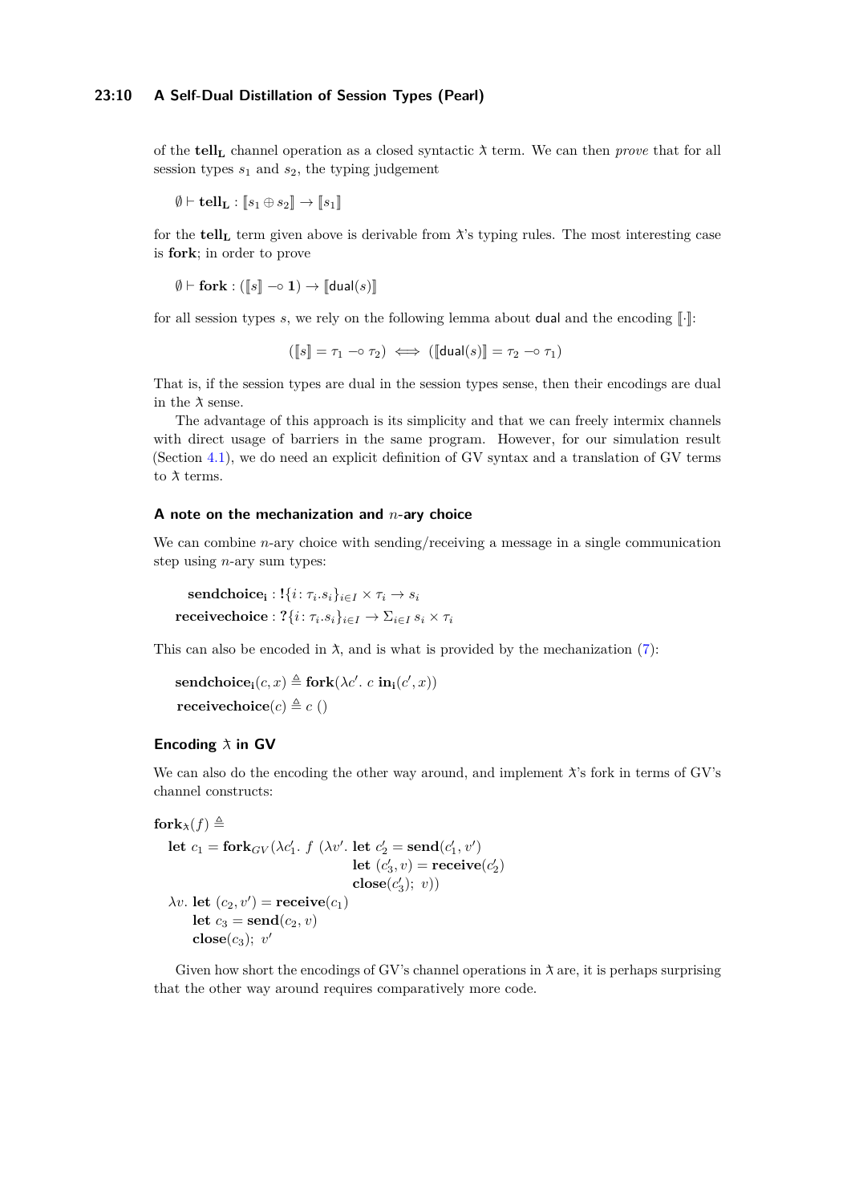of the $\mathbf{tell_L}$ channel operation as a closed syntactic $\lambda\!\!\!\lambda$ term. We can then *prove* that for all session types $s_1$ and $s_2$, the typing judgement

$$\emptyset \vdash \mathbf{tell_L} : [\![s_1 \oplus s_2]\!] \to [\![s_1]\!]$$

for the $\mathbf{tell_L}$ term given above is derivable from $\lambda\!\!\!\lambda$'s typing rules. The most interesting case is **fork**; in order to prove

$$\emptyset \vdash \mathbf{fork} : ([\![s]\!] \multimap \mathbf{1}) \to [\![\mathsf{dual}(s)]\!]$$

for all session types $s$, we rely on the following lemma about $\mathsf{dual}$ and the encoding $[\![\cdot]\!]$:

$$([\![s]\!] = \tau_1 \multimap \tau_2) \iff ([\![\mathsf{dual}(s)]\!] = \tau_2 \multimap \tau_1)$$

That is, if the session types are dual in the session types sense, then their encodings are dual in the $\lambda\!\!\!\lambda$ sense.

The advantage of this approach is its simplicity and that we can freely intermix channels with direct usage of barriers in the same program. However, for our simulation result (Section 4.1), we do need an explicit definition of GV syntax and a translation of GV terms to $\lambda\!\!\!\lambda$ terms.

### A note on the mechanization and $n$-ary choice

We can combine $n$-ary choice with sending/receiving a message in a single communication step using $n$-ary sum types:

$$\begin{aligned}
\mathbf{sendchoice_i} &: \mathbf{!}\{i \colon \tau_i.s_i\}_{i \in I} \times \tau_i \to s_i \\
\mathbf{receivechoice} &: \mathbf{?}\{i \colon \tau_i.s_i\}_{i \in I} \to \Sigma_{i \in I}\, s_i \times \tau_i
\end{aligned}$$

This can also be encoded in $\lambda\!\!\!\lambda$, and is what is provided by the mechanization (7):

$$\begin{aligned}
\mathbf{sendchoice_i}(c, x) &\triangleq \mathbf{fork}(\lambda c'.\ c\ \mathbf{in_i}(c', x)) \\
\mathbf{receivechoice}(c) &\triangleq c\ ()
\end{aligned}$$

### Encoding $\lambda\!\!\!\lambda$ in GV

We can also do the encoding the other way around, and implement $\lambda\!\!\!\lambda$'s fork in terms of GV's channel constructs:

$$\begin{aligned}
&\mathbf{fork}_{\lambda\!\!\!\lambda}(f) \triangleq \\
&\quad \mathbf{let}\ c_1 = \mathbf{fork}_{GV}(\lambda c_1'.\ f\ (\lambda v'.\ \mathbf{let}\ c_2' = \mathbf{send}(c_1', v') \\
&\qquad\qquad\qquad\qquad\qquad\qquad\ \ \mathbf{let}\ (c_3', v) = \mathbf{receive}(c_2') \\
&\qquad\qquad\qquad\qquad\qquad\qquad\ \ \mathbf{close}(c_3');\ v)) \\
&\quad \lambda v.\ \mathbf{let}\ (c_2, v') = \mathbf{receive}(c_1) \\
&\qquad\quad \mathbf{let}\ c_3 = \mathbf{send}(c_2, v) \\
&\qquad\quad \mathbf{close}(c_3);\ v'
\end{aligned}$$

Given how short the encodings of GV's channel operations in $\lambda\!\!\!\lambda$ are, it is perhaps surprising that the other way around requires comparatively more code.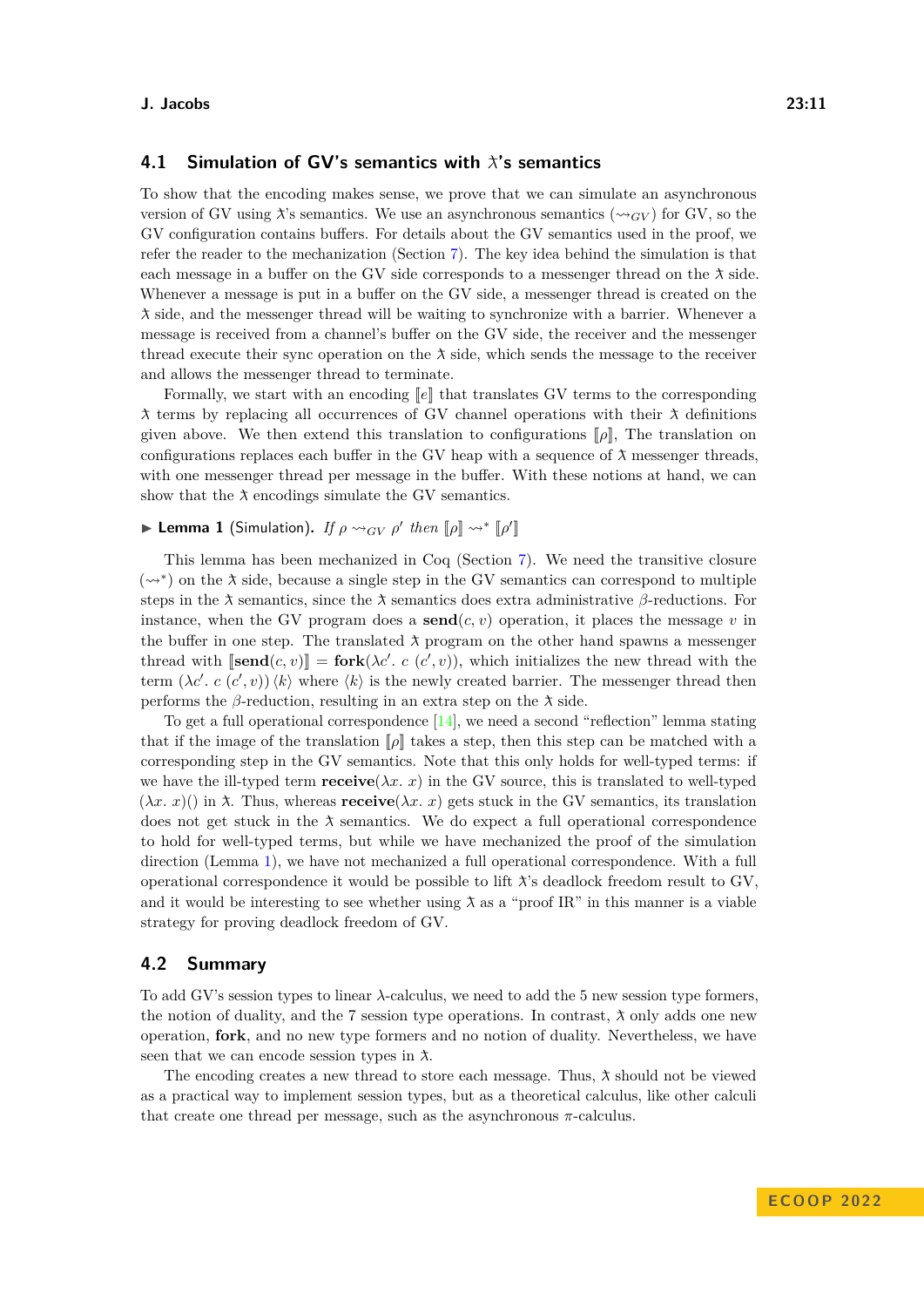## 4.1 Simulation of GV's semantics with ƛ's semantics

To show that the encoding makes sense, we prove that we can simulate an asynchronous version of GV using ƛ's semantics. We use an asynchronous semantics ($\rightsquigarrow_{GV}$) for GV, so the GV configuration contains buffers. For details about the GV semantics used in the proof, we refer the reader to the mechanization (Section 7). The key idea behind the simulation is that each message in a buffer on the GV side corresponds to a messenger thread on the ƛ side. Whenever a message is put in a buffer on the GV side, a messenger thread is created on the ƛ side, and the messenger thread will be waiting to synchronize with a barrier. Whenever a message is received from a channel's buffer on the GV side, the receiver and the messenger thread execute their sync operation on the ƛ side, which sends the message to the receiver and allows the messenger thread to terminate.

Formally, we start with an encoding $[\![e]\!]$ that translates GV terms to the corresponding ƛ terms by replacing all occurrences of GV channel operations with their ƛ definitions given above. We then extend this translation to configurations $[\![\rho]\!]$, The translation on configurations replaces each buffer in the GV heap with a sequence of ƛ messenger threads, with one messenger thread per message in the buffer. With these notions at hand, we can show that the ƛ encodings simulate the GV semantics.

▶ **Lemma 1** (Simulation). *If $\rho \rightsquigarrow_{GV} \rho'$ then $[\![\rho]\!] \rightsquigarrow^* [\![\rho']\!]$*

This lemma has been mechanized in Coq (Section 7). We need the transitive closure ($\rightsquigarrow^*$) on the ƛ side, because a single step in the GV semantics can correspond to multiple steps in the ƛ semantics, since the ƛ semantics does extra administrative $\beta$-reductions. For instance, when the GV program does a **send**$(c, v)$ operation, it places the message $v$ in the buffer in one step. The translated ƛ program on the other hand spawns a messenger thread with $[\![\textbf{send}(c, v)]\!] = \textbf{fork}(\lambda c'.\ c\ (c', v))$, which initializes the new thread with the term $(\lambda c'.\ c\ (c', v))\ \langle k \rangle$ where $\langle k \rangle$ is the newly created barrier. The messenger thread then performs the $\beta$-reduction, resulting in an extra step on the ƛ side.

To get a full operational correspondence [14], we need a second "reflection" lemma stating that if the image of the translation $[\![\rho]\!]$ takes a step, then this step can be matched with a corresponding step in the GV semantics. Note that this only holds for well-typed terms: if we have the ill-typed term **receive**$(\lambda x.\ x)$ in the GV source, this is translated to well-typed $(\lambda x.\ x)()$ in ƛ. Thus, whereas **receive**$(\lambda x.\ x)$ gets stuck in the GV semantics, its translation does not get stuck in the ƛ semantics. We do expect a full operational correspondence to hold for well-typed terms, but while we have mechanized the proof of the simulation direction (Lemma 1), we have not mechanized a full operational correspondence. With a full operational correspondence it would be possible to lift ƛ's deadlock freedom result to GV, and it would be interesting to see whether using ƛ as a "proof IR" in this manner is a viable strategy for proving deadlock freedom of GV.

## 4.2 Summary

To add GV's session types to linear $\lambda$-calculus, we need to add the 5 new session type formers, the notion of duality, and the 7 session type operations. In contrast, ƛ only adds one new operation, **fork**, and no new type formers and no notion of duality. Nevertheless, we have seen that we can encode session types in ƛ.

The encoding creates a new thread to store each message. Thus, ƛ should not be viewed as a practical way to implement session types, but as a theoretical calculus, like other calculi that create one thread per message, such as the asynchronous $\pi$-calculus.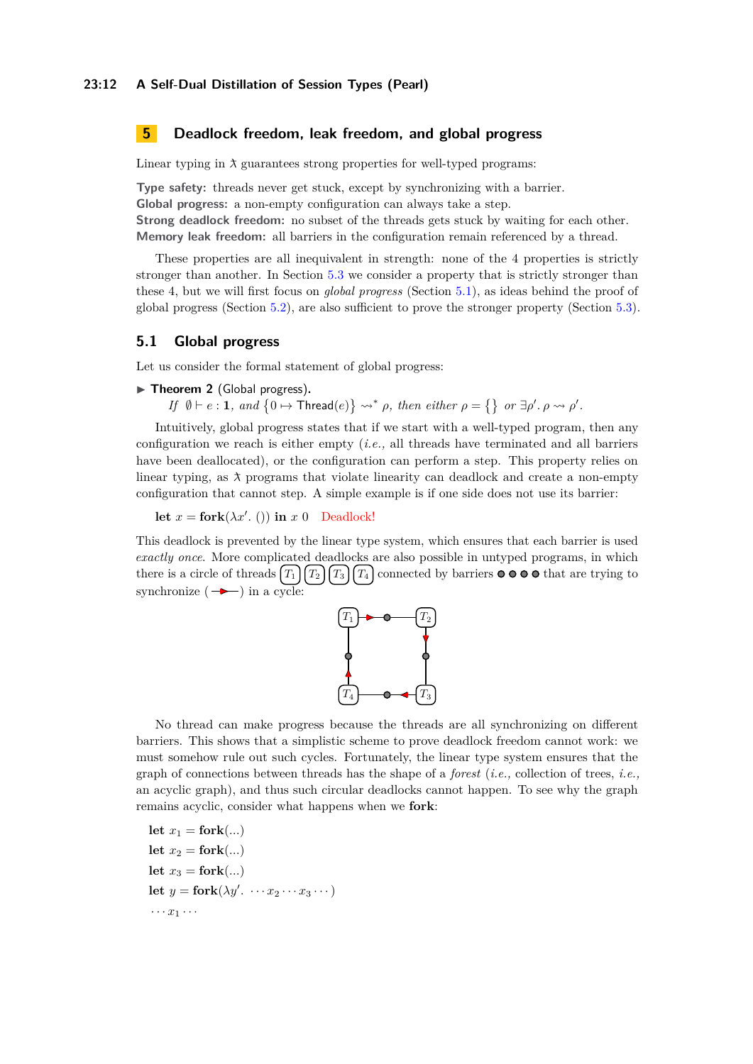## 5 Deadlock freedom, leak freedom, and global progress

Linear typing in $\lambda\!\!\!\lambda$ guarantees strong properties for well-typed programs:

**Type safety:** threads never get stuck, except by synchronizing with a barrier.
**Global progress:** a non-empty configuration can always take a step.
**Strong deadlock freedom:** no subset of the threads gets stuck by waiting for each other.
**Memory leak freedom:** all barriers in the configuration remain referenced by a thread.

These properties are all inequivalent in strength: none of the 4 properties is strictly stronger than another. In Section 5.3 we consider a property that is strictly stronger than these 4, but we will first focus on *global progress* (Section 5.1), as ideas behind the proof of global progress (Section 5.2), are also sufficient to prove the stronger property (Section 5.3).

### 5.1 Global progress

Let us consider the formal statement of global progress:

▶ **Theorem 2** (Global progress). *If* $\emptyset \vdash e : \mathbf{1}$, *and* $\{0 \mapsto \mathsf{Thread}(e)\} \leadsto^* \rho$, *then either* $\rho = \{\}$ *or* $\exists \rho'.\, \rho \leadsto \rho'$.

Intuitively, global progress states that if we start with a well-typed program, then any configuration we reach is either empty (*i.e.,* all threads have terminated and all barriers have been deallocated), or the configuration can perform a step. This property relies on linear typing, as $\lambda\!\!\!\lambda$ programs that violate linearity can deadlock and create a non-empty configuration that cannot step. A simple example is if one side does not use its barrier:

**let** $x = \mathbf{fork}(\lambda x'.\ ())$ **in** $x\ 0$ Deadlock!

This deadlock is prevented by the linear type system, which ensures that each barrier is used *exactly once*. More complicated deadlocks are also possible in untyped programs, in which there is a circle of threads $T_1$ $T_2$ $T_3$ $T_4$ connected by barriers ● ● ● ● that are trying to synchronize (→) in a cycle:

No thread can make progress because the threads are all synchronizing on different barriers. This shows that a simplistic scheme to prove deadlock freedom cannot work: we must somehow rule out such cycles. Fortunately, the linear type system ensures that the graph of connections between threads has the shape of a *forest* (*i.e.,* collection of trees, *i.e.,* an acyclic graph), and thus such circular deadlocks cannot happen. To see why the graph remains acyclic, consider what happens when we **fork**:

**let** $x_1 = \mathbf{fork}(...)$
**let** $x_2 = \mathbf{fork}(...)$
**let** $x_3 = \mathbf{fork}(...)$
**let** $y = \mathbf{fork}(\lambda y'.\ \cdots x_2 \cdots x_3 \cdots)$
$\cdots x_1 \cdots$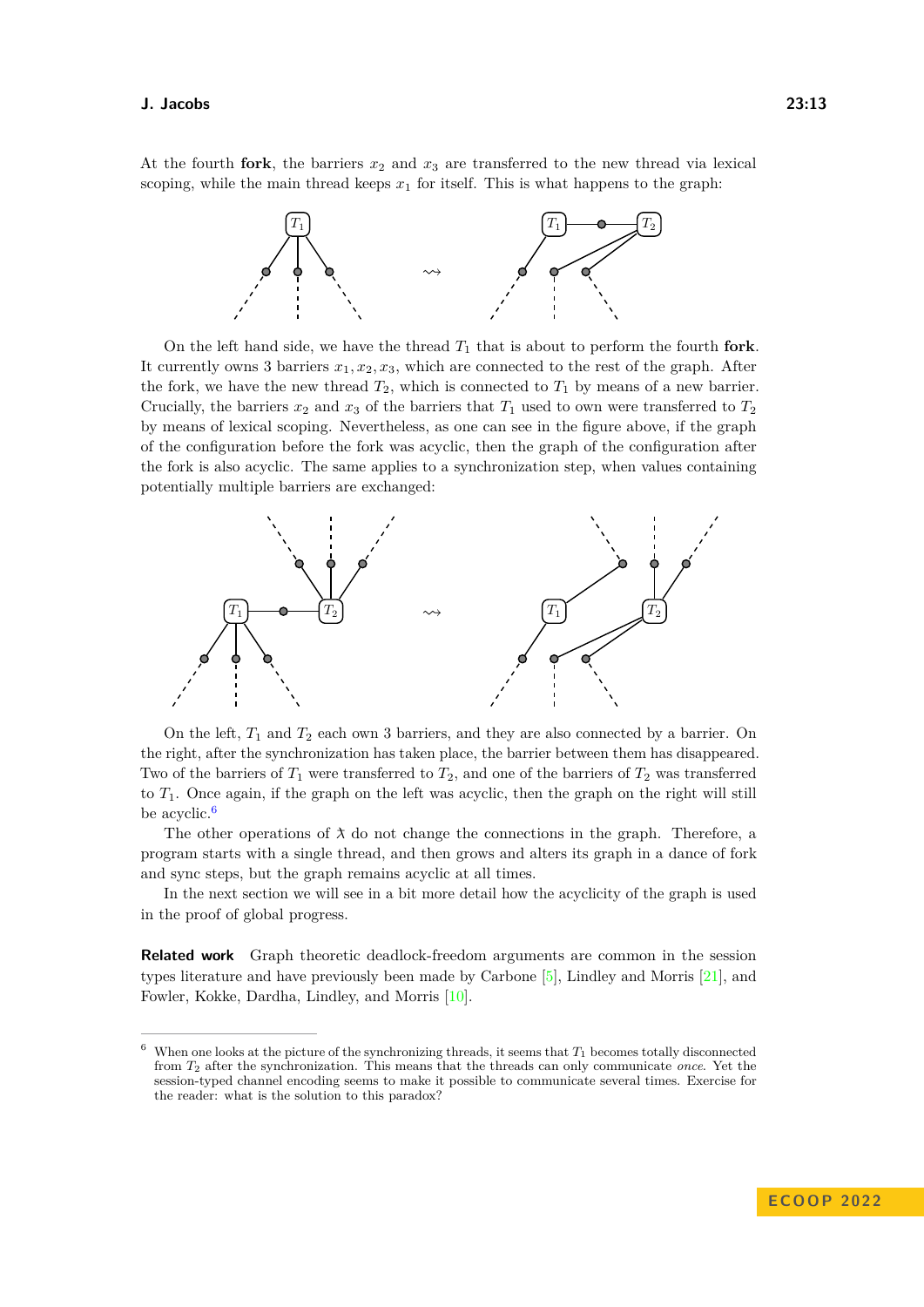At the fourth **fork**, the barriers $x_2$ and $x_3$ are transferred to the new thread via lexical scoping, while the main thread keeps $x_1$ for itself. This is what happens to the graph:

On the left hand side, we have the thread $T_1$ that is about to perform the fourth **fork**. It currently owns 3 barriers $x_1, x_2, x_3$, which are connected to the rest of the graph. After the fork, we have the new thread $T_2$, which is connected to $T_1$ by means of a new barrier. Crucially, the barriers $x_2$ and $x_3$ of the barriers that $T_1$ used to own were transferred to $T_2$ by means of lexical scoping. Nevertheless, as one can see in the figure above, if the graph of the configuration before the fork was acyclic, then the graph of the configuration after the fork is also acyclic. The same applies to a synchronization step, when values containing potentially multiple barriers are exchanged:

On the left, $T_1$ and $T_2$ each own 3 barriers, and they are also connected by a barrier. On the right, after the synchronization has taken place, the barrier between them has disappeared. Two of the barriers of $T_1$ were transferred to $T_2$, and one of the barriers of $T_2$ was transferred to $T_1$. Once again, if the graph on the left was acyclic, then the graph on the right will still be acyclic.[6]

The other operations of $\lambda\!\!\!\lambda$ do not change the connections in the graph. Therefore, a program starts with a single thread, and then grows and alters its graph in a dance of fork and sync steps, but the graph remains acyclic at all times.

In the next section we will see in a bit more detail how the acyclicity of the graph is used in the proof of global progress.

**Related work** Graph theoretic deadlock-freedom arguments are common in the session types literature and have previously been made by Carbone [5], Lindley and Morris [21], and Fowler, Kokke, Dardha, Lindley, and Morris [10].

---

[6] When one looks at the picture of the synchronizing threads, it seems that $T_1$ becomes totally disconnected from $T_2$ after the synchronization. This means that the threads can only communicate *once*. Yet the session-typed channel encoding seems to make it possible to communicate several times. Exercise for the reader: what is the solution to this paradox?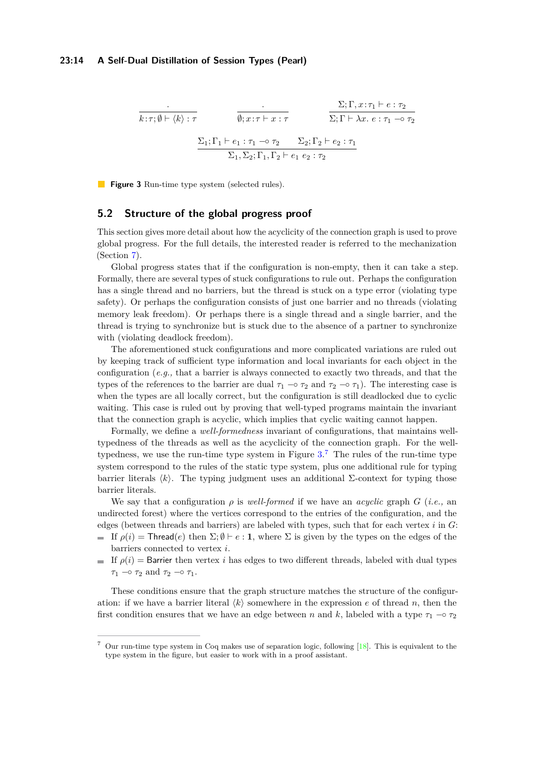$$\frac{\cdot}{k : \tau; \emptyset \vdash \langle k \rangle : \tau} \qquad \frac{\cdot}{\emptyset; x : \tau \vdash x : \tau} \qquad \frac{\Sigma; \Gamma, x : \tau_1 \vdash e : \tau_2}{\Sigma; \Gamma \vdash \lambda x.\ e : \tau_1 \multimap \tau_2}$$

$$\frac{\Sigma_1; \Gamma_1 \vdash e_1 : \tau_1 \multimap \tau_2 \qquad \Sigma_2; \Gamma_2 \vdash e_2 : \tau_1}{\Sigma_1, \Sigma_2; \Gamma_1, \Gamma_2 \vdash e_1\ e_2 : \tau_2}$$

**Figure 3** Run-time type system (selected rules).

## 5.2 Structure of the global progress proof

This section gives more detail about how the acyclicity of the connection graph is used to prove global progress. For the full details, the interested reader is referred to the mechanization (Section 7).

Global progress states that if the configuration is non-empty, then it can take a step. Formally, there are several types of stuck configurations to rule out. Perhaps the configuration has a single thread and no barriers, but the thread is stuck on a type error (violating type safety). Or perhaps the configuration consists of just one barrier and no threads (violating memory leak freedom). Or perhaps there is a single thread and a single barrier, and the thread is trying to synchronize but is stuck due to the absence of a partner to synchronize with (violating deadlock freedom).

The aforementioned stuck configurations and more complicated variations are ruled out by keeping track of sufficient type information and local invariants for each object in the configuration (*e.g.,* that a barrier is always connected to exactly two threads, and that the types of the references to the barrier are dual $\tau_1 \multimap \tau_2$ and $\tau_2 \multimap \tau_1$). The interesting case is when the types are all locally correct, but the configuration is still deadlocked due to cyclic waiting. This case is ruled out by proving that well-typed programs maintain the invariant that the connection graph is acyclic, which implies that cyclic waiting cannot happen.

Formally, we define a *well-formedness* invariant of configurations, that maintains well-typedness of the threads as well as the acyclicity of the connection graph. For the well-typedness, we use the run-time type system in Figure 3.[7] The rules of the run-time type system correspond to the rules of the static type system, plus one additional rule for typing barrier literals $\langle k \rangle$. The typing judgment uses an additional $\Sigma$-context for typing those barrier literals.

We say that a configuration $\rho$ is *well-formed* if we have an *acyclic* graph $G$ (*i.e.,* an undirected forest) where the vertices correspond to the entries of the configuration, and the edges (between threads and barriers) are labeled with types, such that for each vertex $i$ in $G$:

- If $\rho(i) = \mathsf{Thread}(e)$ then $\Sigma; \emptyset \vdash e : \mathbf{1}$, where $\Sigma$ is given by the types on the edges of the barriers connected to vertex $i$.
- If $\rho(i) = \mathsf{Barrier}$ then vertex $i$ has edges to two different threads, labeled with dual types $\tau_1 \multimap \tau_2$ and $\tau_2 \multimap \tau_1$.

These conditions ensure that the graph structure matches the structure of the configuration: if we have a barrier literal $\langle k \rangle$ somewhere in the expression $e$ of thread $n$, then the first condition ensures that we have an edge between $n$ and $k$, labeled with a type $\tau_1 \multimap \tau_2$

---

[7] Our run-time type system in Coq makes use of separation logic, following [18]. This is equivalent to the type system in the figure, but easier to work with in a proof assistant.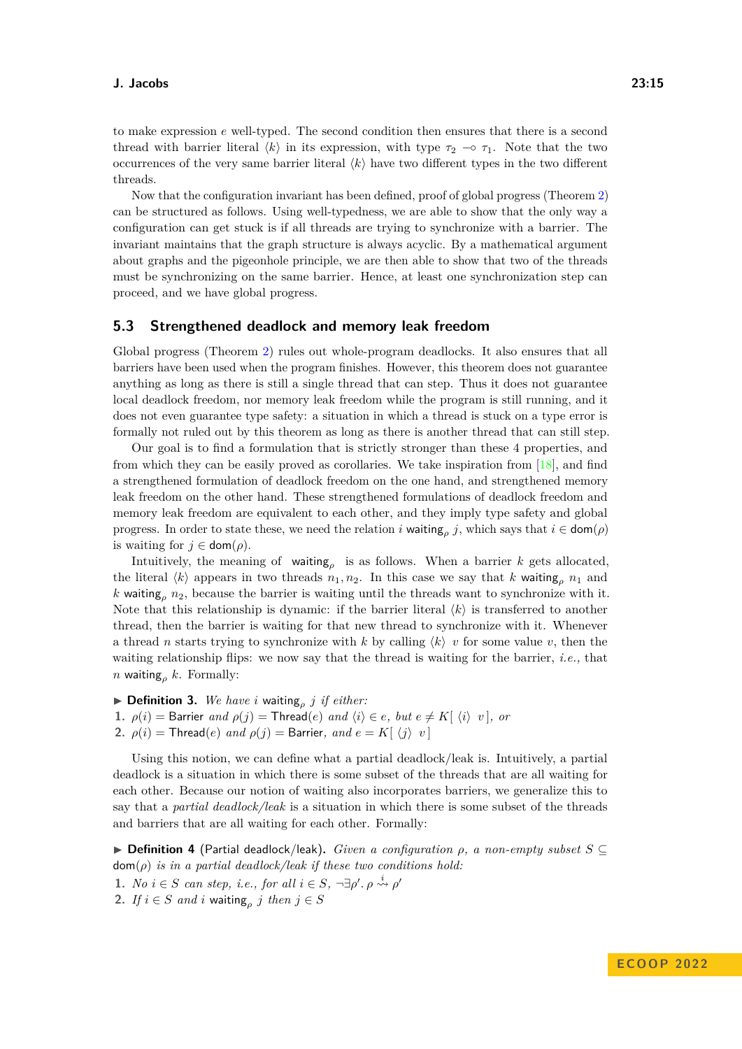to make expression $e$ well-typed. The second condition then ensures that there is a second thread with barrier literal $\langle k \rangle$ in its expression, with type $\tau_2 \multimap \tau_1$. Note that the two occurrences of the very same barrier literal $\langle k \rangle$ have two different types in the two different threads.

Now that the configuration invariant has been defined, proof of global progress (Theorem 2) can be structured as follows. Using well-typedness, we are able to show that the only way a configuration can get stuck is if all threads are trying to synchronize with a barrier. The invariant maintains that the graph structure is always acyclic. By a mathematical argument about graphs and the pigeonhole principle, we are then able to show that two of the threads must be synchronizing on the same barrier. Hence, at least one synchronization step can proceed, and we have global progress.

## 5.3 Strengthened deadlock and memory leak freedom

Global progress (Theorem 2) rules out whole-program deadlocks. It also ensures that all barriers have been used when the program finishes. However, this theorem does not guarantee anything as long as there is still a single thread that can step. Thus it does not guarantee local deadlock freedom, nor memory leak freedom while the program is still running, and it does not even guarantee type safety: a situation in which a thread is stuck on a type error is formally not ruled out by this theorem as long as there is another thread that can still step.

Our goal is to find a formulation that is strictly stronger than these 4 properties, and from which they can be easily proved as corollaries. We take inspiration from [18], and find a strengthened formulation of deadlock freedom on the one hand, and strengthened memory leak freedom on the other hand. These strengthened formulations of deadlock freedom and memory leak freedom are equivalent to each other, and they imply type safety and global progress. In order to state these, we need the relation $i \ \mathsf{waiting}_\rho \ j$, which says that $i \in \mathsf{dom}(\rho)$ is waiting for $j \in \mathsf{dom}(\rho)$.

Intuitively, the meaning of $\mathsf{waiting}_\rho$ is as follows. When a barrier $k$ gets allocated, the literal $\langle k \rangle$ appears in two threads $n_1, n_2$. In this case we say that $k \ \mathsf{waiting}_\rho \ n_1$ and $k \ \mathsf{waiting}_\rho \ n_2$, because the barrier is waiting until the threads want to synchronize with it. Note that this relationship is dynamic: if the barrier literal $\langle k \rangle$ is transferred to another thread, then the barrier is waiting for that new thread to synchronize with it. Whenever a thread $n$ starts trying to synchronize with $k$ by calling $\langle k \rangle \ v$ for some value $v$, then the waiting relationship flips: we now say that the thread is waiting for the barrier, *i.e.,* that $n \ \mathsf{waiting}_\rho \ k$. Formally:

▶ **Definition 3.** *We have* $i \ \mathsf{waiting}_\rho \ j$ *if either:*

1. $\rho(i) = \mathsf{Barrier}$ *and* $\rho(j) = \mathsf{Thread}(e)$ *and* $\langle i \rangle \in e$*, but* $e \neq K[\ \langle i \rangle \ \ v\ ]$*, or*
2. $\rho(i) = \mathsf{Thread}(e)$ *and* $\rho(j) = \mathsf{Barrier}$*, and* $e = K[\ \langle j \rangle \ \ v\ ]$

Using this notion, we can define what a partial deadlock/leak is. Intuitively, a partial deadlock is a situation in which there is some subset of the threads that are all waiting for each other. Because our notion of waiting also incorporates barriers, we generalize this to say that a *partial deadlock/leak* is a situation in which there is some subset of the threads and barriers that are all waiting for each other. Formally:

▶ **Definition 4** (Partial deadlock/leak). *Given a configuration* $\rho$*, a non-empty subset* $S \subseteq \mathsf{dom}(\rho)$ *is in a partial deadlock/leak if these two conditions hold:*

1. *No* $i \in S$ *can step, i.e., for all* $i \in S$, $\neg \exists \rho'. \ \rho \stackrel{i}{\rightsquigarrow} \rho'$
2. *If* $i \in S$ *and* $i \ \mathsf{waiting}_\rho \ j$ *then* $j \in S$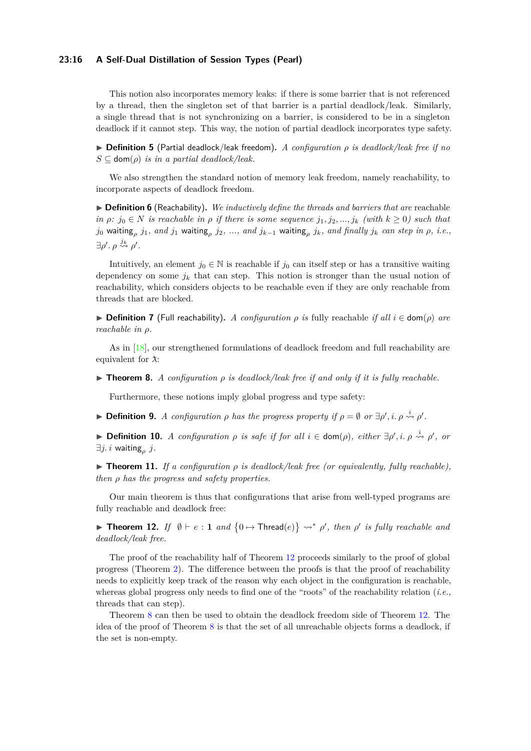This notion also incorporates memory leaks: if there is some barrier that is not referenced by a thread, then the singleton set of that barrier is a partial deadlock/leak. Similarly, a single thread that is not synchronizing on a barrier, is considered to be in a singleton deadlock if it cannot step. This way, the notion of partial deadlock incorporates type safety.

▶ **Definition 5** (Partial deadlock/leak freedom). *A configuration $\rho$ is deadlock/leak free if no $S \subseteq \mathsf{dom}(\rho)$ is in a partial deadlock/leak.*

We also strengthen the standard notion of memory leak freedom, namely reachability, to incorporate aspects of deadlock freedom.

▶ **Definition 6** (Reachability). *We inductively define the threads and barriers that are* reachable *in $\rho$: $j_0 \in N$ is reachable in $\rho$ if there is some sequence $j_1, j_2, ..., j_k$ (with $k \geq 0$) such that $j_0$ $\mathsf{waiting}_\rho$ $j_1$, and $j_1$ $\mathsf{waiting}_\rho$ $j_2$, ..., and $j_{k-1}$ $\mathsf{waiting}_\rho$ $j_k$, and finally $j_k$ can step in $\rho$, i.e., $\exists \rho'. \rho \overset{j_k}{\rightsquigarrow} \rho'$.*

Intuitively, an element $j_0 \in \mathbb{N}$ is reachable if $j_0$ can itself step or has a transitive waiting dependency on some $j_k$ that can step. This notion is stronger than the usual notion of reachability, which considers objects to be reachable even if they are only reachable from threads that are blocked.

▶ **Definition 7** (Full reachability). *A configuration $\rho$ is* fully reachable *if all $i \in \mathsf{dom}(\rho)$ are reachable in $\rho$.*

As in [18], our strengthened formulations of deadlock freedom and full reachability are equivalent for ƛ:

▶ **Theorem 8.** *A configuration $\rho$ is deadlock/leak free if and only if it is fully reachable.*

Furthermore, these notions imply global progress and type safety:

▶ **Definition 9.** *A configuration $\rho$ has the progress property if $\rho = \emptyset$ or $\exists \rho', i. \rho \overset{i}{\rightsquigarrow} \rho'$.*

▶ **Definition 10.** *A configuration $\rho$ is safe if for all $i \in \mathsf{dom}(\rho)$, either $\exists \rho', i. \rho \overset{i}{\rightsquigarrow} \rho'$, or $\exists j. i$ $\mathsf{waiting}_\rho$ $j$.*

▶ **Theorem 11.** *If a configuration $\rho$ is deadlock/leak free (or equivalently, fully reachable), then $\rho$ has the progress and safety properties.*

Our main theorem is thus that configurations that arise from well-typed programs are fully reachable and deadlock free:

▶ **Theorem 12.** *If $\emptyset \vdash e : \mathbf{1}$ and $\{0 \mapsto \mathsf{Thread}(e)\} \rightsquigarrow^* \rho'$, then $\rho'$ is fully reachable and deadlock/leak free.*

The proof of the reachability half of Theorem 12 proceeds similarly to the proof of global progress (Theorem 2). The difference between the proofs is that the proof of reachability needs to explicitly keep track of the reason why each object in the configuration is reachable, whereas global progress only needs to find one of the "roots" of the reachability relation (*i.e.*, threads that can step).

Theorem 8 can then be used to obtain the deadlock freedom side of Theorem 12. The idea of the proof of Theorem 8 is that the set of all unreachable objects forms a deadlock, if the set is non-empty.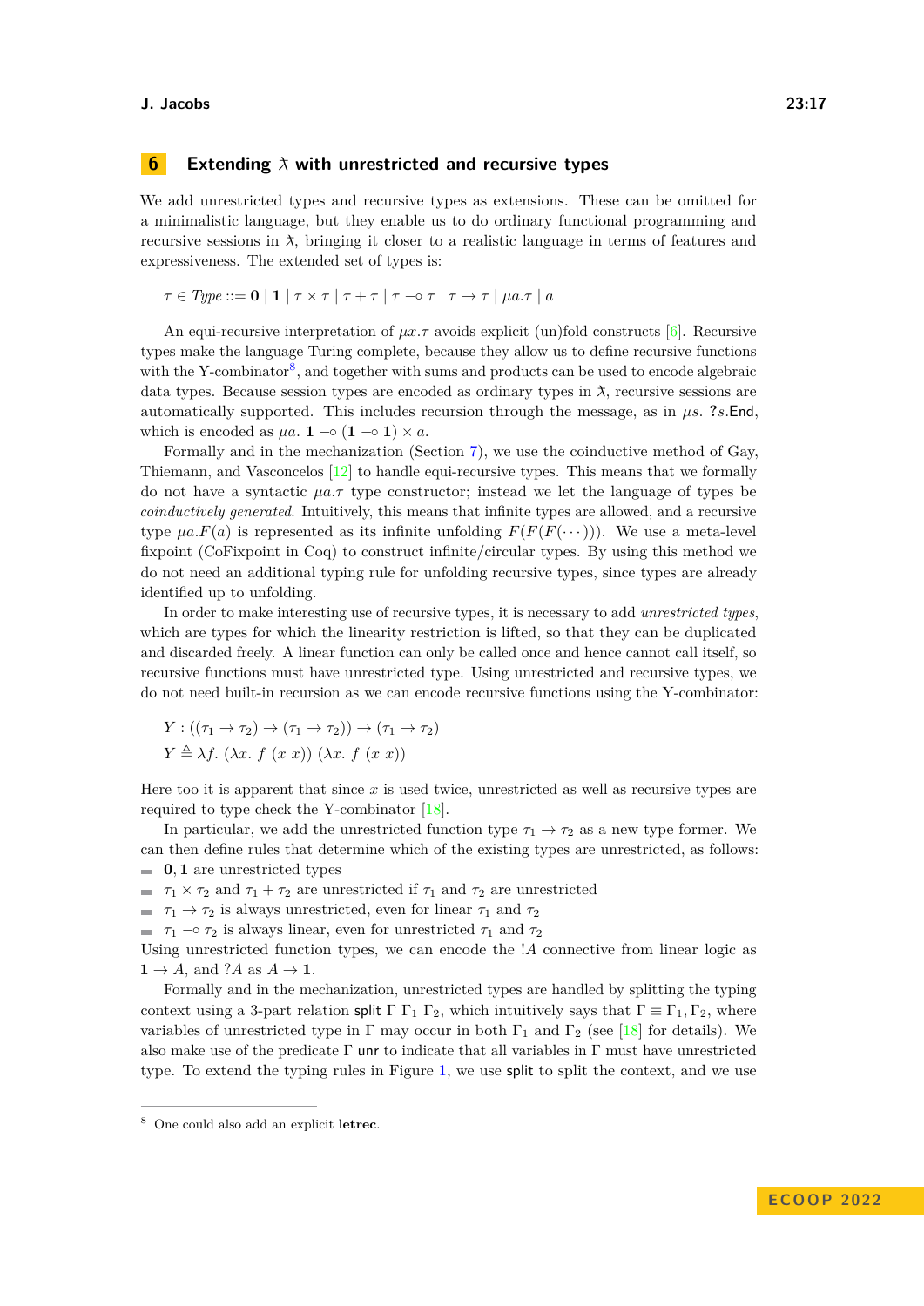## 6 Extending $\lambda\!\!\!\lambda$ with unrestricted and recursive types

We add unrestricted types and recursive types as extensions. These can be omitted for a minimalistic language, but they enable us to do ordinary functional programming and recursive sessions in $\lambda\!\!\!\lambda$, bringing it closer to a realistic language in terms of features and expressiveness. The extended set of types is:

$$\tau \in \mathit{Type} ::= \mathbf{0} \mid \mathbf{1} \mid \tau \times \tau \mid \tau + \tau \mid \tau \multimap \tau \mid \tau \to \tau \mid \mu a.\tau \mid a$$

An equi-recursive interpretation of $\mu x.\tau$ avoids explicit (un)fold constructs [6]. Recursive types make the language Turing complete, because they allow us to define recursive functions with the Y-combinator[8], and together with sums and products can be used to encode algebraic data types. Because session types are encoded as ordinary types in $\lambda\!\!\!\lambda$, recursive sessions are automatically supported. This includes recursion through the message, as in $\mu s.\ \mathbf{?}s.\mathsf{End}$, which is encoded as $\mu a.\ \mathbf{1} \multimap (\mathbf{1} \multimap \mathbf{1}) \times a$.

Formally and in the mechanization (Section 7), we use the coinductive method of Gay, Thiemann, and Vasconcelos [12] to handle equi-recursive types. This means that we formally do not have a syntactic $\mu a.\tau$ type constructor; instead we let the language of types be *coinductively generated*. Intuitively, this means that infinite types are allowed, and a recursive type $\mu a.F(a)$ is represented as its infinite unfolding $F(F(\cdots))$. We use a meta-level fixpoint (CoFixpoint in Coq) to construct infinite/circular types. By using this method we do not need an additional typing rule for unfolding recursive types, since types are already identified up to unfolding.

In order to make interesting use of recursive types, it is necessary to add *unrestricted types*, which are types for which the linearity restriction is lifted, so that they can be duplicated and discarded freely. A linear function can only be called once and hence cannot call itself, so recursive functions must have unrestricted type. Using unrestricted and recursive types, we do not need built-in recursion as we can encode recursive functions using the Y-combinator:

$$Y : ((\tau_1 \to \tau_2) \to (\tau_1 \to \tau_2)) \to (\tau_1 \to \tau_2)$$
$$Y \triangleq \lambda f.\ (\lambda x.\ f\ (x\ x))\ (\lambda x.\ f\ (x\ x))$$

Here too it is apparent that since $x$ is used twice, unrestricted as well as recursive types are required to type check the Y-combinator [18].

In particular, we add the unrestricted function type $\tau_1 \to \tau_2$ as a new type former. We can then define rules that determine which of the existing types are unrestricted, as follows:

- $\mathbf{0}, \mathbf{1}$ are unrestricted types
- $\tau_1 \times \tau_2$ and $\tau_1 + \tau_2$ are unrestricted if $\tau_1$ and $\tau_2$ are unrestricted
- $\tau_1 \to \tau_2$ is always unrestricted, even for linear $\tau_1$ and $\tau_2$
- $\tau_1 \multimap \tau_2$ is always linear, even for unrestricted $\tau_1$ and $\tau_2$

Using unrestricted function types, we can encode the $!A$ connective from linear logic as $\mathbf{1} \to A$, and $?A$ as $A \to \mathbf{1}$.

Formally and in the mechanization, unrestricted types are handled by splitting the typing context using a 3-part relation $\mathsf{split}\ \Gamma\ \Gamma_1\ \Gamma_2$, which intuitively says that $\Gamma \equiv \Gamma_1, \Gamma_2$, where variables of unrestricted type in $\Gamma$ may occur in both $\Gamma_1$ and $\Gamma_2$ (see [18] for details). We also make use of the predicate $\Gamma\ \mathsf{unr}$ to indicate that all variables in $\Gamma$ must have unrestricted type. To extend the typing rules in Figure 1, we use $\mathsf{split}$ to split the context, and we use

[8] One could also add an explicit **letrec**.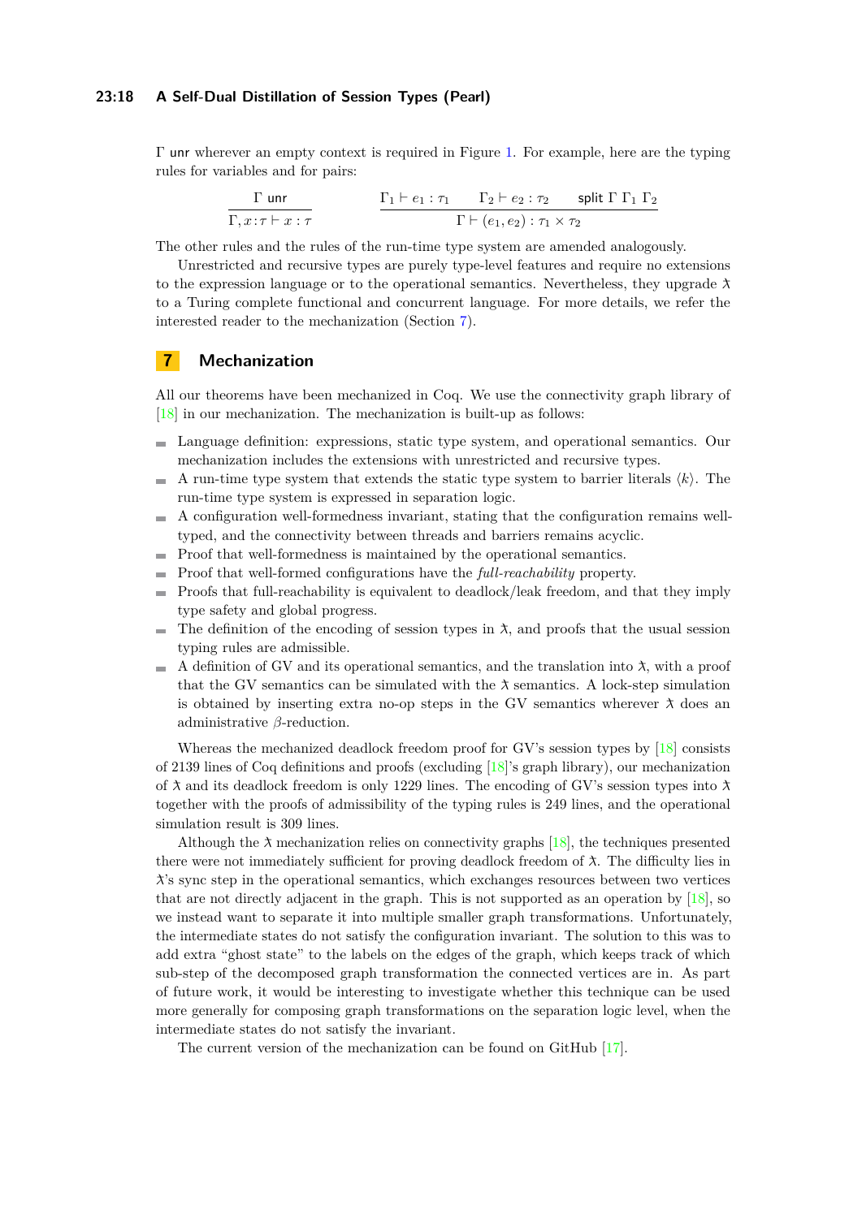$\Gamma$ unr wherever an empty context is required in Figure 1. For example, here are the typing rules for variables and for pairs:

$$\frac{\Gamma \ \mathsf{unr}}{\Gamma, x{:}\tau \vdash x : \tau} \qquad \frac{\Gamma_1 \vdash e_1 : \tau_1 \quad \Gamma_2 \vdash e_2 : \tau_2 \quad \mathsf{split}\ \Gamma\ \Gamma_1\ \Gamma_2}{\Gamma \vdash (e_1, e_2) : \tau_1 \times \tau_2}$$

The other rules and the rules of the run-time type system are amended analogously.

Unrestricted and recursive types are purely type-level features and require no extensions to the expression language or to the operational semantics. Nevertheless, they upgrade ƛ to a Turing complete functional and concurrent language. For more details, we refer the interested reader to the mechanization (Section 7).

## 7 Mechanization

All our theorems have been mechanized in Coq. We use the connectivity graph library of [18] in our mechanization. The mechanization is built-up as follows:

- Language definition: expressions, static type system, and operational semantics. Our mechanization includes the extensions with unrestricted and recursive types.
- A run-time type system that extends the static type system to barrier literals $\langle k \rangle$. The run-time type system is expressed in separation logic.
- A configuration well-formedness invariant, stating that the configuration remains well-typed, and the connectivity between threads and barriers remains acyclic.
- Proof that well-formedness is maintained by the operational semantics.
- Proof that well-formed configurations have the *full-reachability* property.
- Proofs that full-reachability is equivalent to deadlock/leak freedom, and that they imply type safety and global progress.
- The definition of the encoding of session types in ƛ, and proofs that the usual session typing rules are admissible.
- A definition of GV and its operational semantics, and the translation into ƛ, with a proof that the GV semantics can be simulated with the ƛ semantics. A lock-step simulation is obtained by inserting extra no-op steps in the GV semantics wherever ƛ does an administrative $\beta$-reduction.

Whereas the mechanized deadlock freedom proof for GV's session types by [18] consists of 2139 lines of Coq definitions and proofs (excluding [18]'s graph library), our mechanization of ƛ and its deadlock freedom is only 1229 lines. The encoding of GV's session types into ƛ together with the proofs of admissibility of the typing rules is 249 lines, and the operational simulation result is 309 lines.

Although the ƛ mechanization relies on connectivity graphs [18], the techniques presented there were not immediately sufficient for proving deadlock freedom of ƛ. The difficulty lies in ƛ's sync step in the operational semantics, which exchanges resources between two vertices that are not directly adjacent in the graph. This is not supported as an operation by [18], so we instead want to separate it into multiple smaller graph transformations. Unfortunately, the intermediate states do not satisfy the configuration invariant. The solution to this was to add extra "ghost state" to the labels on the edges of the graph, which keeps track of which sub-step of the decomposed graph transformation the connected vertices are in. As part of future work, it would be interesting to investigate whether this technique can be used more generally for composing graph transformations on the separation logic level, when the intermediate states do not satisfy the invariant.

The current version of the mechanization can be found on GitHub [17].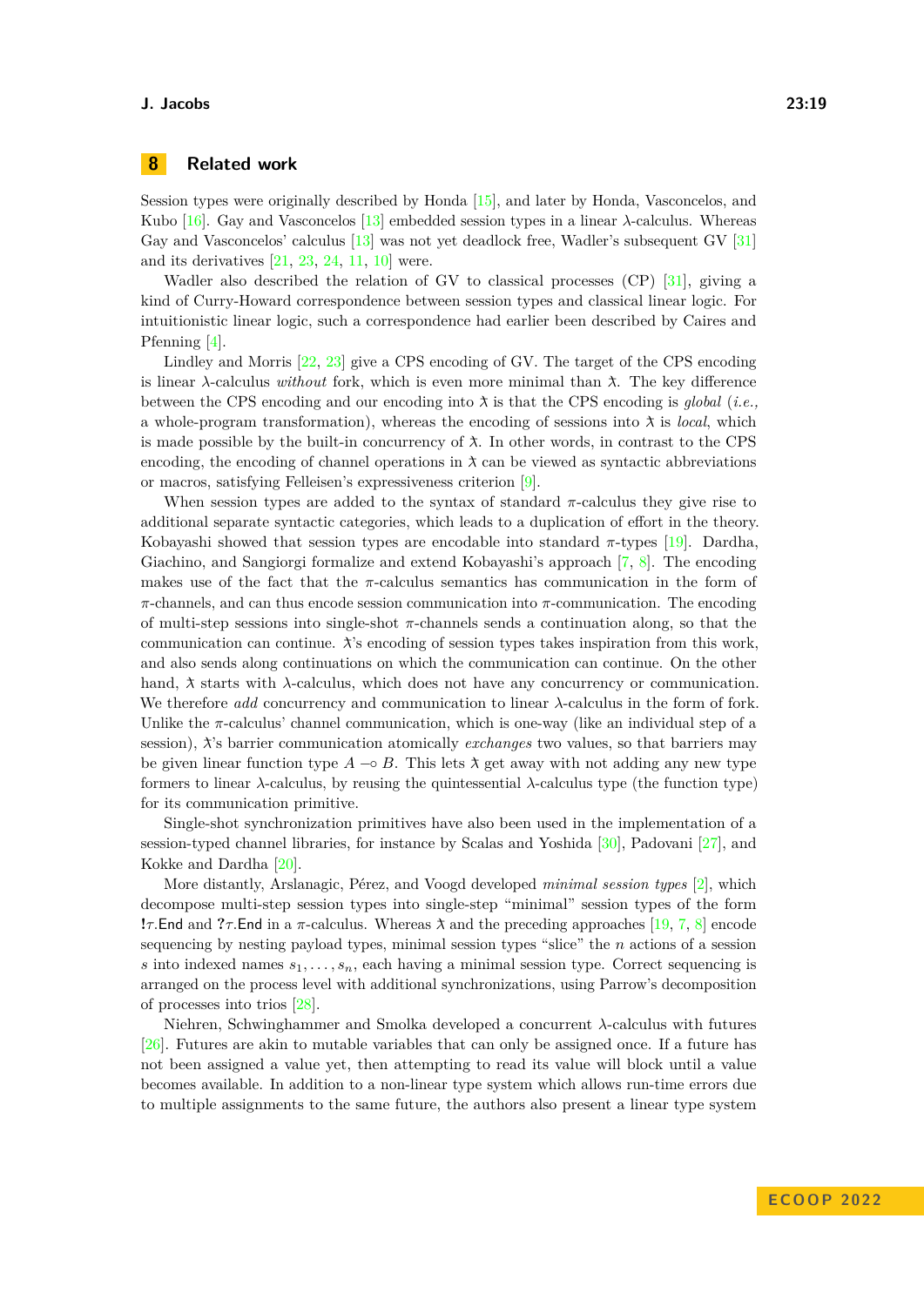## 8 Related work

Session types were originally described by Honda [15], and later by Honda, Vasconcelos, and Kubo [16]. Gay and Vasconcelos [13] embedded session types in a linear $\lambda$-calculus. Whereas Gay and Vasconcelos' calculus [13] was not yet deadlock free, Wadler's subsequent GV [31] and its derivatives [21, 23, 24, 11, 10] were.

Wadler also described the relation of GV to classical processes (CP) [31], giving a kind of Curry-Howard correspondence between session types and classical linear logic. For intuitionistic linear logic, such a correspondence had earlier been described by Caires and Pfenning [4].

Lindley and Morris [22, 23] give a CPS encoding of GV. The target of the CPS encoding is linear $\lambda$-calculus *without* fork, which is even more minimal than $\lambda\!\!\!\lambda$. The key difference between the CPS encoding and our encoding into $\lambda\!\!\!\lambda$ is that the CPS encoding is *global* (*i.e.,* a whole-program transformation), whereas the encoding of sessions into $\lambda\!\!\!\lambda$ is *local*, which is made possible by the built-in concurrency of $\lambda\!\!\!\lambda$. In other words, in contrast to the CPS encoding, the encoding of channel operations in $\lambda\!\!\!\lambda$ can be viewed as syntactic abbreviations or macros, satisfying Felleisen's expressiveness criterion [9].

When session types are added to the syntax of standard $\pi$-calculus they give rise to additional separate syntactic categories, which leads to a duplication of effort in the theory. Kobayashi showed that session types are encodable into standard $\pi$-types [19]. Dardha, Giachino, and Sangiorgi formalize and extend Kobayashi's approach [7, 8]. The encoding makes use of the fact that the $\pi$-calculus semantics has communication in the form of $\pi$-channels, and can thus encode session communication into $\pi$-communication. The encoding of multi-step sessions into single-shot $\pi$-channels sends a continuation along, so that the communication can continue. $\lambda\!\!\!\lambda$'s encoding of session types takes inspiration from this work, and also sends along continuations on which the communication can continue. On the other hand, $\lambda\!\!\!\lambda$ starts with $\lambda$-calculus, which does not have any concurrency or communication. We therefore *add* concurrency and communication to linear $\lambda$-calculus in the form of fork. Unlike the $\pi$-calculus' channel communication, which is one-way (like an individual step of a session), $\lambda\!\!\!\lambda$'s barrier communication atomically *exchanges* two values, so that barriers may be given linear function type $A \multimap B$. This lets $\lambda\!\!\!\lambda$ get away with not adding any new type formers to linear $\lambda$-calculus, by reusing the quintessential $\lambda$-calculus type (the function type) for its communication primitive.

Single-shot synchronization primitives have also been used in the implementation of a session-typed channel libraries, for instance by Scalas and Yoshida [30], Padovani [27], and Kokke and Dardha [20].

More distantly, Arslanagic, Pérez, and Voogd developed *minimal session types* [2], which decompose multi-step session types into single-step "minimal" session types of the form $!\tau.\mathsf{End}$ and $?\tau.\mathsf{End}$ in a $\pi$-calculus. Whereas $\lambda\!\!\!\lambda$ and the preceding approaches [19, 7, 8] encode sequencing by nesting payload types, minimal session types "slice" the $n$ actions of a session $s$ into indexed names $s_1, \ldots, s_n$, each having a minimal session type. Correct sequencing is arranged on the process level with additional synchronizations, using Parrow's decomposition of processes into trios [28].

Niehren, Schwinghammer and Smolka developed a concurrent $\lambda$-calculus with futures [26]. Futures are akin to mutable variables that can only be assigned once. If a future has not been assigned a value yet, then attempting to read its value will block until a value becomes available. In addition to a non-linear type system which allows run-time errors due to multiple assignments to the same future, the authors also present a linear type system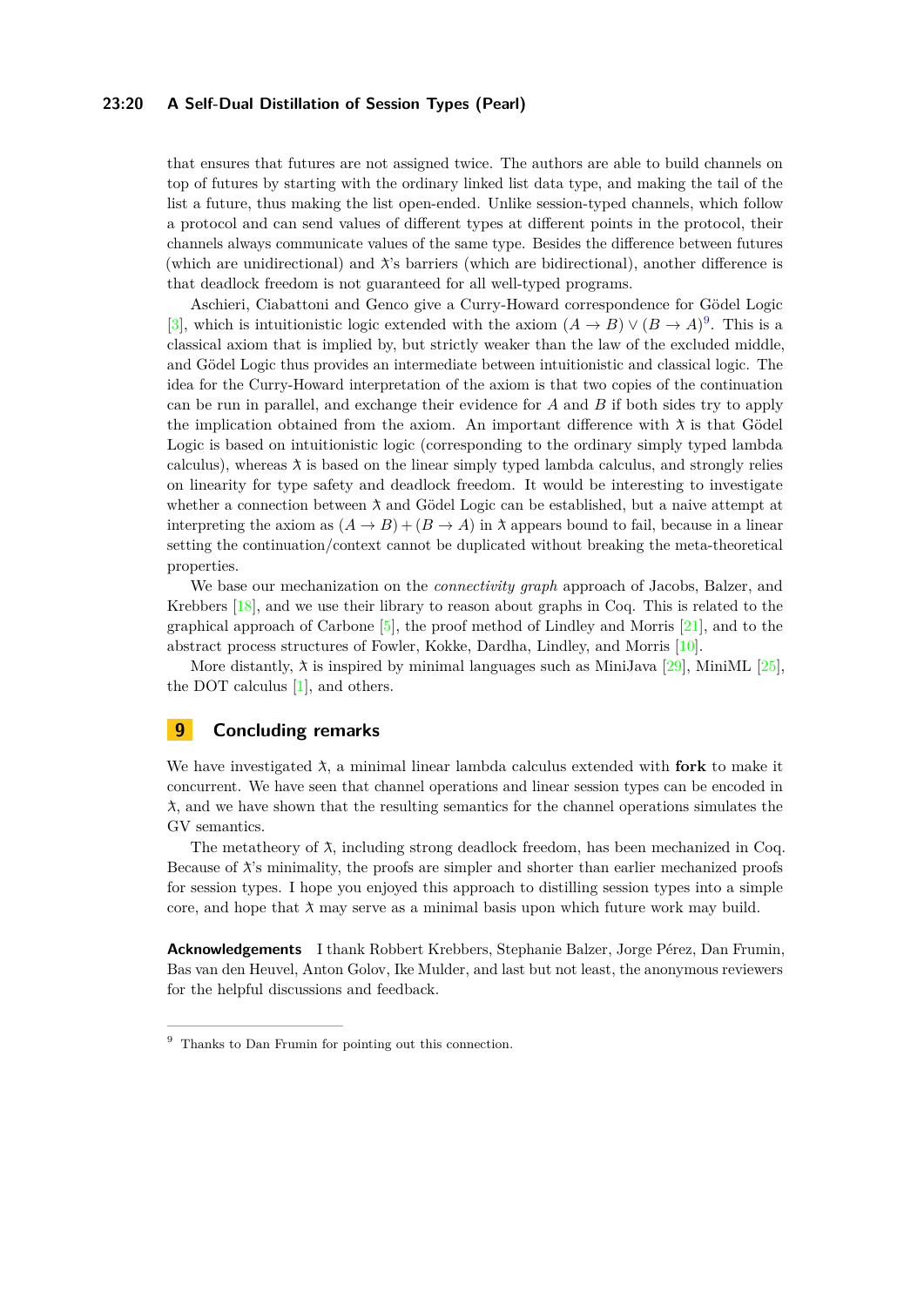that ensures that futures are not assigned twice. The authors are able to build channels on top of futures by starting with the ordinary linked list data type, and making the tail of the list a future, thus making the list open-ended. Unlike session-typed channels, which follow a protocol and can send values of different types at different points in the protocol, their channels always communicate values of the same type. Besides the difference between futures (which are unidirectional) and ƛ's barriers (which are bidirectional), another difference is that deadlock freedom is not guaranteed for all well-typed programs.

Aschieri, Ciabattoni and Genco give a Curry-Howard correspondence for Gödel Logic [3], which is intuitionistic logic extended with the axiom $(A \to B) \vee (B \to A)$[9]. This is a classical axiom that is implied by, but strictly weaker than the law of the excluded middle, and Gödel Logic thus provides an intermediate between intuitionistic and classical logic. The idea for the Curry-Howard interpretation of the axiom is that two copies of the continuation can be run in parallel, and exchange their evidence for $A$ and $B$ if both sides try to apply the implication obtained from the axiom. An important difference with ƛ is that Gödel Logic is based on intuitionistic logic (corresponding to the ordinary simply typed lambda calculus), whereas ƛ is based on the linear simply typed lambda calculus, and strongly relies on linearity for type safety and deadlock freedom. It would be interesting to investigate whether a connection between ƛ and Gödel Logic can be established, but a naive attempt at interpreting the axiom as $(A \to B) + (B \to A)$ in ƛ appears bound to fail, because in a linear setting the continuation/context cannot be duplicated without breaking the meta-theoretical properties.

We base our mechanization on the *connectivity graph* approach of Jacobs, Balzer, and Krebbers [18], and we use their library to reason about graphs in Coq. This is related to the graphical approach of Carbone [5], the proof method of Lindley and Morris [21], and to the abstract process structures of Fowler, Kokke, Dardha, Lindley, and Morris [10].

More distantly, ƛ is inspired by minimal languages such as MiniJava [29], MiniML [25], the DOT calculus [1], and others.

## 9 Concluding remarks

We have investigated ƛ, a minimal linear lambda calculus extended with **fork** to make it concurrent. We have seen that channel operations and linear session types can be encoded in ƛ, and we have shown that the resulting semantics for the channel operations simulates the GV semantics.

The metatheory of ƛ, including strong deadlock freedom, has been mechanized in Coq. Because of ƛ's minimality, the proofs are simpler and shorter than earlier mechanized proofs for session types. I hope you enjoyed this approach to distilling session types into a simple core, and hope that ƛ may serve as a minimal basis upon which future work may build.

**Acknowledgements** I thank Robbert Krebbers, Stephanie Balzer, Jorge Pérez, Dan Frumin, Bas van den Heuvel, Anton Golov, Ike Mulder, and last but not least, the anonymous reviewers for the helpful discussions and feedback.

---

[9] Thanks to Dan Frumin for pointing out this connection.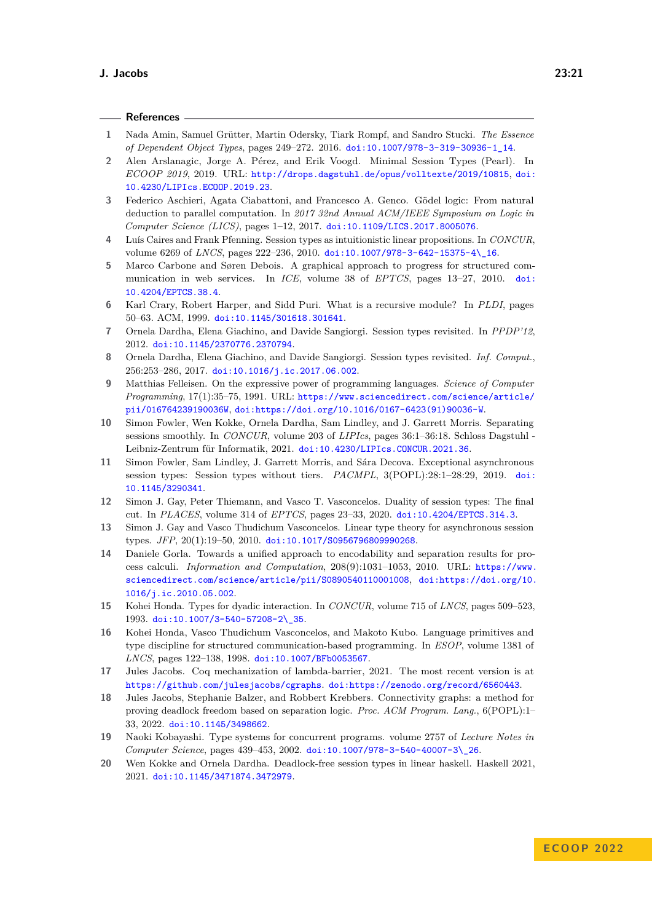## References

1. Nada Amin, Samuel Grütter, Martin Odersky, Tiark Rompf, and Sandro Stucki. *The Essence of Dependent Object Types*, pages 249–272. 2016. doi:10.1007/978-3-319-30936-1_14.
2. Alen Arslanagic, Jorge A. Pérez, and Erik Voogd. Minimal Session Types (Pearl). In *ECOOP 2019*, 2019. URL: http://drops.dagstuhl.de/opus/volltexte/2019/10815, doi:10.4230/LIPIcs.ECOOP.2019.23.
3. Federico Aschieri, Agata Ciabattoni, and Francesco A. Genco. Gödel logic: From natural deduction to parallel computation. In *2017 32nd Annual ACM/IEEE Symposium on Logic in Computer Science (LICS)*, pages 1–12, 2017. doi:10.1109/LICS.2017.8005076.
4. Luís Caires and Frank Pfenning. Session types as intuitionistic linear propositions. In *CONCUR*, volume 6269 of *LNCS*, pages 222–236, 2010. doi:10.1007/978-3-642-15375-4\_16.
5. Marco Carbone and Søren Debois. A graphical approach to progress for structured communication in web services. In *ICE*, volume 38 of *EPTCS*, pages 13–27, 2010. doi:10.4204/EPTCS.38.4.
6. Karl Crary, Robert Harper, and Sidd Puri. What is a recursive module? In *PLDI*, pages 50–63. ACM, 1999. doi:10.1145/301618.301641.
7. Ornela Dardha, Elena Giachino, and Davide Sangiorgi. Session types revisited. In *PPDP'12*, 2012. doi:10.1145/2370776.2370794.
8. Ornela Dardha, Elena Giachino, and Davide Sangiorgi. Session types revisited. *Inf. Comput.*, 256:253–286, 2017. doi:10.1016/j.ic.2017.06.002.
9. Matthias Felleisen. On the expressive power of programming languages. *Science of Computer Programming*, 17(1):35–75, 1991. URL: https://www.sciencedirect.com/science/article/pii/016764239190036W, doi:https://doi.org/10.1016/0167-6423(91)90036-W.
10. Simon Fowler, Wen Kokke, Ornela Dardha, Sam Lindley, and J. Garrett Morris. Separating sessions smoothly. In *CONCUR*, volume 203 of *LIPIcs*, pages 36:1–36:18. Schloss Dagstuhl - Leibniz-Zentrum für Informatik, 2021. doi:10.4230/LIPIcs.CONCUR.2021.36.
11. Simon Fowler, Sam Lindley, J. Garrett Morris, and Sára Decova. Exceptional asynchronous session types: Session types without tiers. *PACMPL*, 3(POPL):28:1–28:29, 2019. doi:10.1145/3290341.
12. Simon J. Gay, Peter Thiemann, and Vasco T. Vasconcelos. Duality of session types: The final cut. In *PLACES*, volume 314 of *EPTCS*, pages 23–33, 2020. doi:10.4204/EPTCS.314.3.
13. Simon J. Gay and Vasco Thudichum Vasconcelos. Linear type theory for asynchronous session types. *JFP*, 20(1):19–50, 2010. doi:10.1017/S0956796809990268.
14. Daniele Gorla. Towards a unified approach to encodability and separation results for process calculi. *Information and Computation*, 208(9):1031–1053, 2010. URL: https://www.sciencedirect.com/science/article/pii/S0890540110001008, doi:https://doi.org/10.1016/j.ic.2010.05.002.
15. Kohei Honda. Types for dyadic interaction. In *CONCUR*, volume 715 of *LNCS*, pages 509–523, 1993. doi:10.1007/3-540-57208-2\_35.
16. Kohei Honda, Vasco Thudichum Vasconcelos, and Makoto Kubo. Language primitives and type discipline for structured communication-based programming. In *ESOP*, volume 1381 of *LNCS*, pages 122–138, 1998. doi:10.1007/BFb0053567.
17. Jules Jacobs. Coq mechanization of lambda-barrier, 2021. The most recent version is at https://github.com/julesjacobs/cgraphs. doi:https://zenodo.org/record/6560443.
18. Jules Jacobs, Stephanie Balzer, and Robbert Krebbers. Connectivity graphs: a method for proving deadlock freedom based on separation logic. *Proc. ACM Program. Lang.*, 6(POPL):1–33, 2022. doi:10.1145/3498662.
19. Naoki Kobayashi. Type systems for concurrent programs. volume 2757 of *Lecture Notes in Computer Science*, pages 439–453, 2002. doi:10.1007/978-3-540-40007-3\_26.
20. Wen Kokke and Ornela Dardha. Deadlock-free session types in linear haskell. Haskell 2021, 2021. doi:10.1145/3471874.3472979.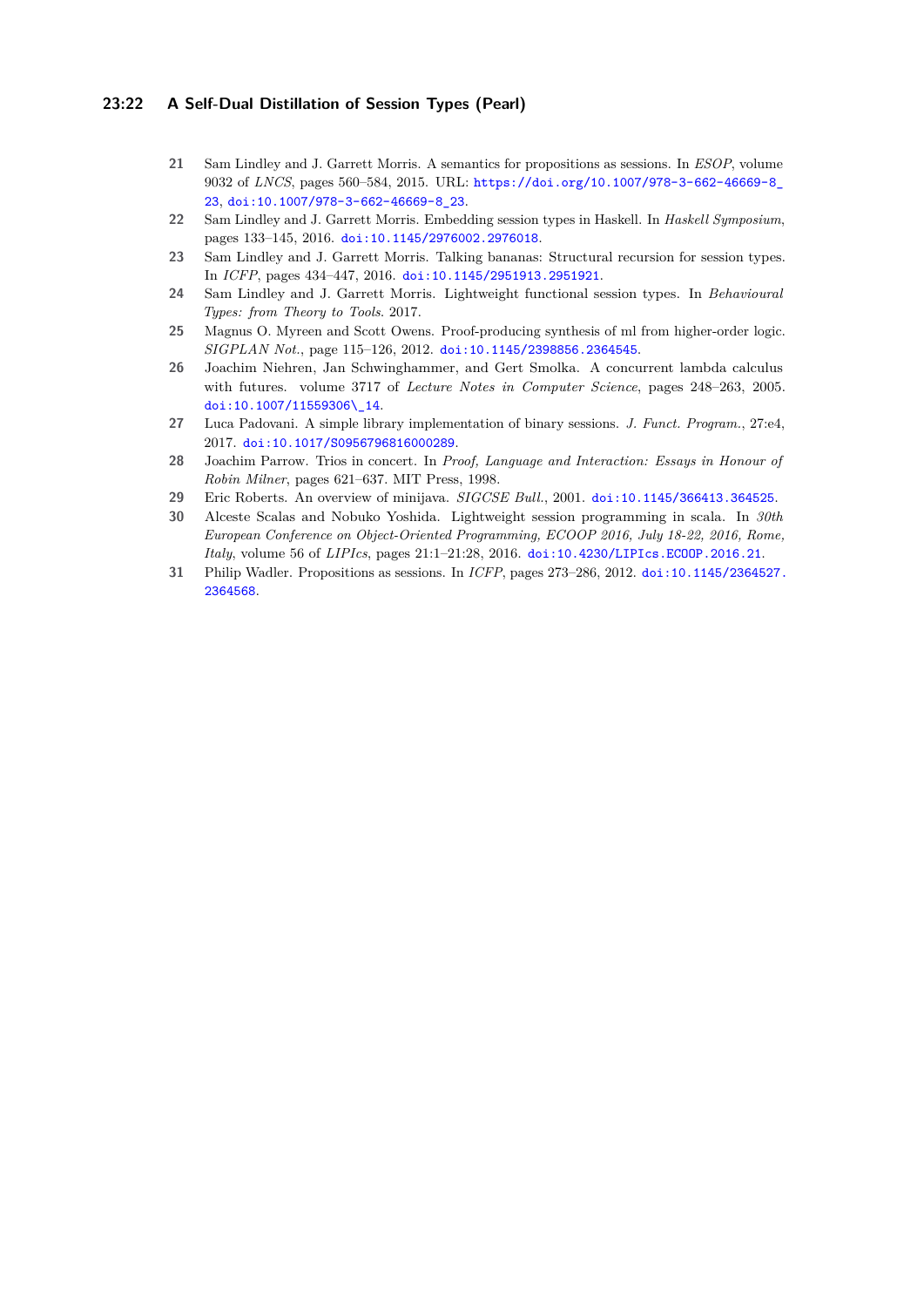21 Sam Lindley and J. Garrett Morris. A semantics for propositions as sessions. In *ESOP*, volume 9032 of *LNCS*, pages 560–584, 2015. URL: https://doi.org/10.1007/978-3-662-46669-8_23, doi:10.1007/978-3-662-46669-8_23.

22 Sam Lindley and J. Garrett Morris. Embedding session types in Haskell. In *Haskell Symposium*, pages 133–145, 2016. doi:10.1145/2976002.2976018.

23 Sam Lindley and J. Garrett Morris. Talking bananas: Structural recursion for session types. In *ICFP*, pages 434–447, 2016. doi:10.1145/2951913.2951921.

24 Sam Lindley and J. Garrett Morris. Lightweight functional session types. In *Behavioural Types: from Theory to Tools*. 2017.

25 Magnus O. Myreen and Scott Owens. Proof-producing synthesis of ml from higher-order logic. *SIGPLAN Not.*, page 115–126, 2012. doi:10.1145/2398856.2364545.

26 Joachim Niehren, Jan Schwinghammer, and Gert Smolka. A concurrent lambda calculus with futures. volume 3717 of *Lecture Notes in Computer Science*, pages 248–263, 2005. doi:10.1007/11559306\_14.

27 Luca Padovani. A simple library implementation of binary sessions. *J. Funct. Program.*, 27:e4, 2017. doi:10.1017/S0956796816000289.

28 Joachim Parrow. Trios in concert. In *Proof, Language and Interaction: Essays in Honour of Robin Milner*, pages 621–637. MIT Press, 1998.

29 Eric Roberts. An overview of minijava. *SIGCSE Bull.*, 2001. doi:10.1145/366413.364525.

30 Alceste Scalas and Nobuko Yoshida. Lightweight session programming in scala. In *30th European Conference on Object-Oriented Programming, ECOOP 2016, July 18-22, 2016, Rome, Italy*, volume 56 of *LIPIcs*, pages 21:1–21:28, 2016. doi:10.4230/LIPIcs.ECOOP.2016.21.

31 Philip Wadler. Propositions as sessions. In *ICFP*, pages 273–286, 2012. doi:10.1145/2364527.2364568.